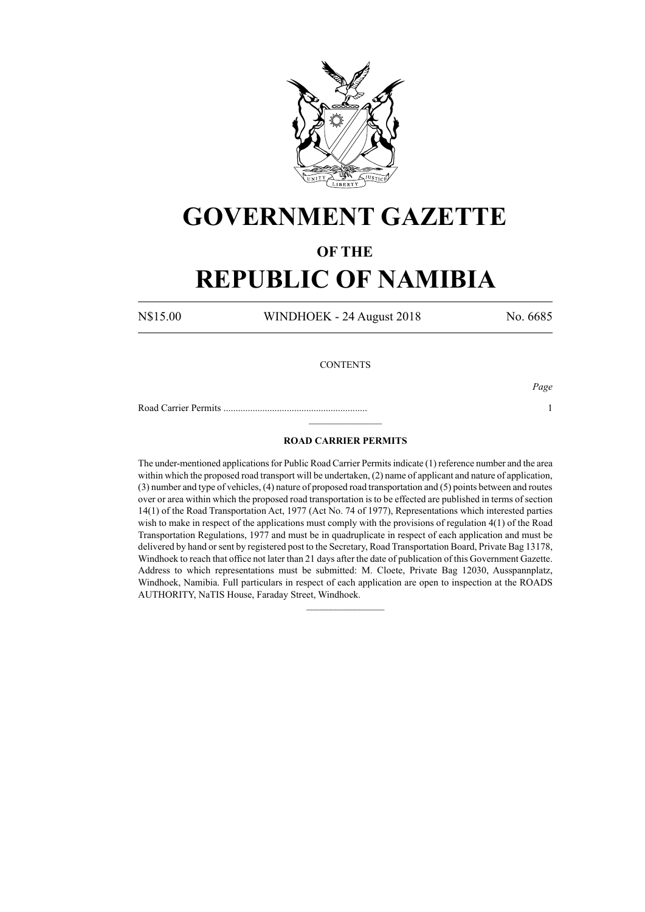# GOVERNMENT GAZETTE

## OF THE

# REPUBLIC OF NAMIBIA

N$15.00 WINDHOEK - 24 August 2018 No. 6685

CONTENTS

| | *Page* |
|---|---|
| Road Carrier Permits ........................................................... | 1 |

---

**ROAD CARRIER PERMITS**

The under-mentioned applications for Public Road Carrier Permits indicate (1) reference number and the area within which the proposed road transport will be undertaken, (2) name of applicant and nature of application, (3) number and type of vehicles, (4) nature of proposed road transportation and (5) points between and routes over or area within which the proposed road transportation is to be effected are published in terms of section 14(1) of the Road Transportation Act, 1977 (Act No. 74 of 1977), Representations which interested parties wish to make in respect of the applications must comply with the provisions of regulation 4(1) of the Road Transportation Regulations, 1977 and must be in quadruplicate in respect of each application and must be delivered by hand or sent by registered post to the Secretary, Road Transportation Board, Private Bag 13178, Windhoek to reach that office not later than 21 days after the date of publication of this Government Gazette. Address to which representations must be submitted: M. Cloete, Private Bag 12030, Ausspannplatz, Windhoek, Namibia. Full particulars in respect of each application are open to inspection at the ROADS AUTHORITY, NaTIS House, Faraday Street, Windhoek.

---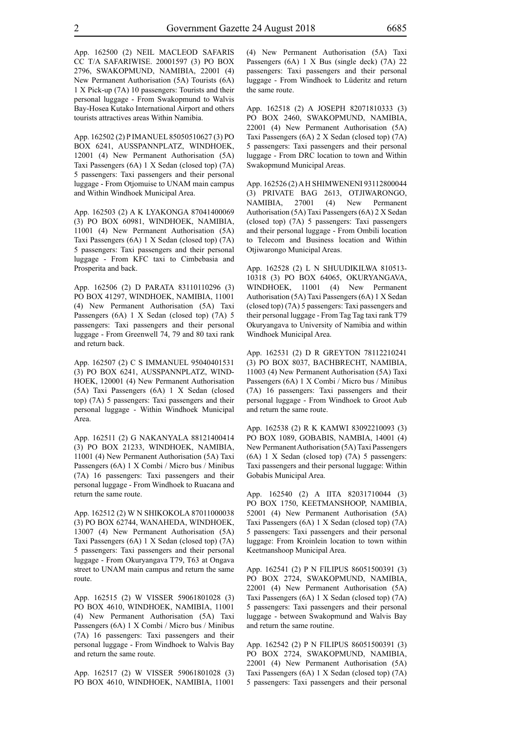App. 162500 (2) NEIL MACLEOD SAFARIS CC T/A SAFARIWISE. 20001597 (3) PO BOX 2796, SWAKOPMUND, NAMIBIA, 22001 (4) New Permanent Authorisation (5A) Tourists (6A) 1 X Pick-up (7A) 10 passengers: Tourists and their personal luggage - From Swakopmund to Walvis Bay-Hosea Kutako International Airport and others tourists attractives areas Within Namibia.

App. 162502 (2) P IMANUEL 85050510627 (3) PO BOX 6241, AUSSPANNPLATZ, WINDHOEK, 12001 (4) New Permanent Authorisation (5A) Taxi Passengers (6A) 1 X Sedan (closed top) (7A) 5 passengers: Taxi passengers and their personal luggage - From Otjomuise to UNAM main campus and Within Windhoek Municipal Area.

App. 162503 (2) A K LYAKONGA 87041400069 (3) PO BOX 60981, WINDHOEK, NAMIBIA, 11001 (4) New Permanent Authorisation (5A) Taxi Passengers (6A) 1 X Sedan (closed top) (7A) 5 passengers: Taxi passengers and their personal luggage - From KFC taxi to Cimbebasia and Prosperita and back.

App. 162506 (2) D PARATA 83110110296 (3) PO BOX 41297, WINDHOEK, NAMIBIA, 11001 (4) New Permanent Authorisation (5A) Taxi Passengers (6A) 1 X Sedan (closed top) (7A) 5 passengers: Taxi passengers and their personal luggage - From Greenwell 74, 79 and 80 taxi rank and return back.

App. 162507 (2) C S IMMANUEL 95040401531 (3) PO BOX 6241, AUSSPANNPLATZ, WINDHOEK, 120001 (4) New Permanent Authorisation (5A) Taxi Passengers (6A) 1 X Sedan (closed top) (7A) 5 passengers: Taxi passengers and their personal luggage - Within Windhoek Municipal Area.

App. 162511 (2) G NAKANYALA 88121400414 (3) PO BOX 21233, WINDHOEK, NAMIBIA, 11001 (4) New Permanent Authorisation (5A) Taxi Passengers (6A) 1 X Combi / Micro bus / Minibus (7A) 16 passengers: Taxi passengers and their personal luggage - From Windhoek to Ruacana and return the same route.

App. 162512 (2) W N SHIKOKOLA 87011000038 (3) PO BOX 62744, WANAHEDA, WINDHOEK, 13007 (4) New Permanent Authorisation (5A) Taxi Passengers (6A) 1 X Sedan (closed top) (7A) 5 passengers: Taxi passengers and their personal luggage - From Okuryangava T79, T63 at Ongava street to UNAM main campus and return the same route.

App. 162515 (2) W VISSER 59061801028 (3) PO BOX 4610, WINDHOEK, NAMIBIA, 11001 (4) New Permanent Authorisation (5A) Taxi Passengers (6A) 1 X Combi / Micro bus / Minibus (7A) 16 passengers: Taxi passengers and their personal luggage - From Windhoek to Walvis Bay and return the same route.

App. 162517 (2) W VISSER 59061801028 (3) PO BOX 4610, WINDHOEK, NAMIBIA, 11001 (4) New Permanent Authorisation (5A) Taxi Passengers (6A) 1 X Bus (single deck) (7A) 22 passengers: Taxi passengers and their personal luggage - From Windhoek to Lüderitz and return the same route.

App. 162518 (2) A JOSEPH 82071810333 (3) PO BOX 2460, SWAKOPMUND, NAMIBIA, 22001 (4) New Permanent Authorisation (5A) Taxi Passengers (6A) 2 X Sedan (closed top) (7A) 5 passengers: Taxi passengers and their personal luggage - From DRC location to town and Within Swakopmund Municipal Areas.

App. 162526 (2) A H SHIMWENENI 93112800044 (3) PRIVATE BAG 2613, OTJIWARONGO, NAMIBIA, 27001 (4) New Permanent Authorisation (5A) Taxi Passengers (6A) 2 X Sedan (closed top) (7A) 5 passengers: Taxi passengers and their personal luggage - From Ombili location to Telecom and Business location and Within Otjiwarongo Municipal Areas.

App. 162528 (2) L N SHUUDIKILWA 810513-10318 (3) PO BOX 64065, OKURYANGAVA, WINDHOEK, 11001 (4) New Permanent Authorisation (5A) Taxi Passengers (6A) 1 X Sedan (closed top) (7A) 5 passengers: Taxi passengers and their personal luggage - From Tag Tag taxi rank T79 Okuryangava to University of Namibia and within Windhoek Municipal Area.

App. 162531 (2) D R GREYTON 78112210241 (3) PO BOX 8037, BACHBRECHT, NAMIBIA, 11003 (4) New Permanent Authorisation (5A) Taxi Passengers (6A) 1 X Combi / Micro bus / Minibus (7A) 16 passengers: Taxi passengers and their personal luggage - From Windhoek to Groot Aub and return the same route.

App. 162538 (2) R K KAMWI 83092210093 (3) PO BOX 1089, GOBABIS, NAMBIA, 14001 (4) New Permanent Authorisation (5A) Taxi Passengers (6A) 1 X Sedan (closed top) (7A) 5 passengers: Taxi passengers and their personal luggage: Within Gobabis Municipal Area.

App. 162540 (2) A IITA 82031710044 (3) PO BOX 1750, KEETMANSHOOP, NAMIBIA, 52001 (4) New Permanent Authorisation (5A) Taxi Passengers (6A) 1 X Sedan (closed top) (7A) 5 passengers: Taxi passengers and their personal luggage: From Kroinlein location to town within Keetmanshoop Municipal Area.

App. 162541 (2) P N FILIPUS 86051500391 (3) PO BOX 2724, SWAKOPMUND, NAMIBIA, 22001 (4) New Permanent Authorisation (5A) Taxi Passengers (6A) 1 X Sedan (closed top) (7A) 5 passengers: Taxi passengers and their personal luggage - between Swakopmund and Walvis Bay and return the same routine.

App. 162542 (2) P N FILIPUS 86051500391 (3) PO BOX 2724, SWAKOPMUND, NAMIBIA, 22001 (4) New Permanent Authorisation (5A) Taxi Passengers (6A) 1 X Sedan (closed top) (7A) 5 passengers: Taxi passengers and their personal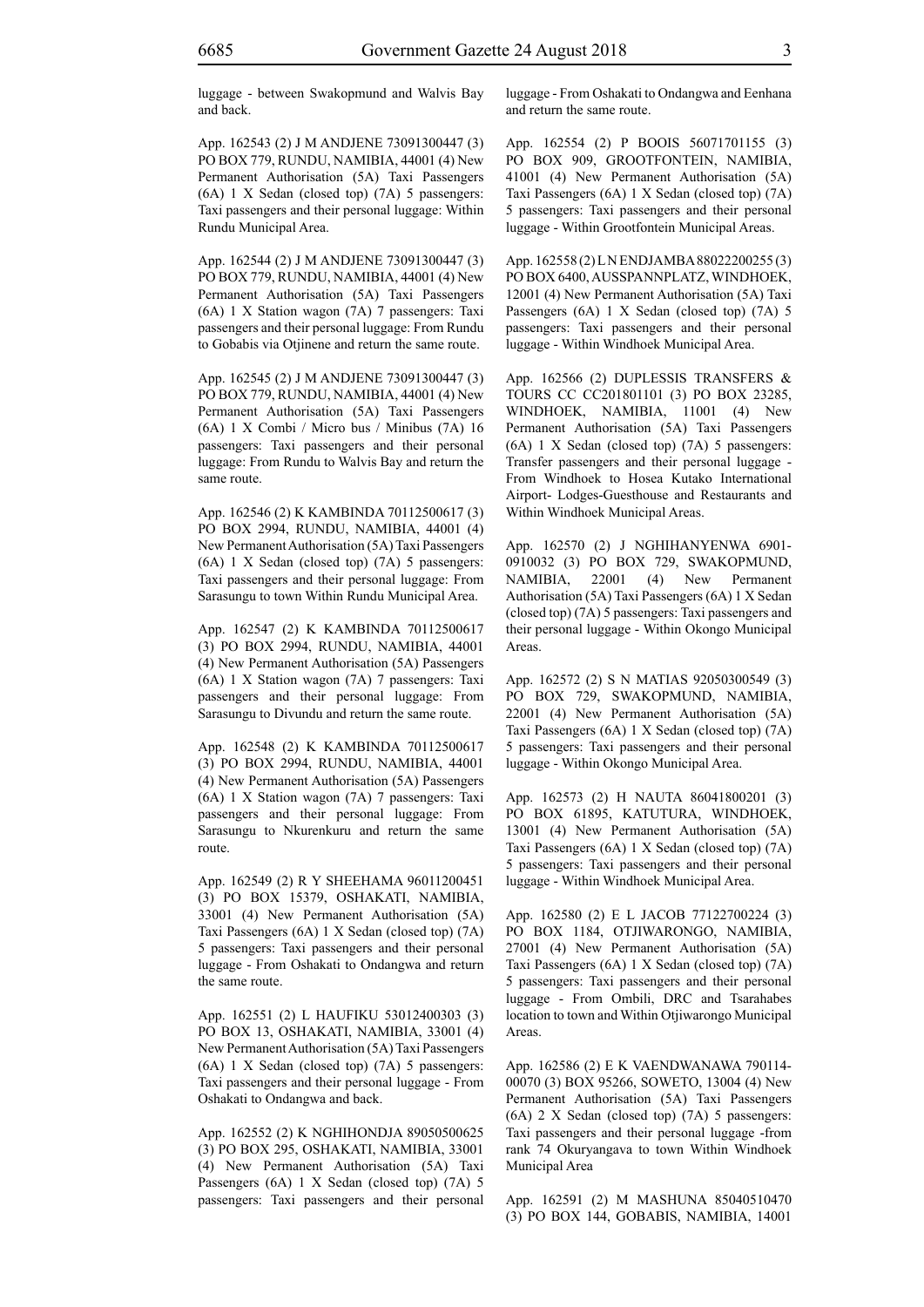luggage - between Swakopmund and Walvis Bay and back.

App. 162543 (2) J M ANDJENE 73091300447 (3) PO BOX 779, RUNDU, NAMIBIA, 44001 (4) New Permanent Authorisation (5A) Taxi Passengers (6A) 1 X Sedan (closed top) (7A) 5 passengers: Taxi passengers and their personal luggage: Within Rundu Municipal Area.

App. 162544 (2) J M ANDJENE 73091300447 (3) PO BOX 779, RUNDU, NAMIBIA, 44001 (4) New Permanent Authorisation (5A) Taxi Passengers (6A) 1 X Station wagon (7A) 7 passengers: Taxi passengers and their personal luggage: From Rundu to Gobabis via Otjinene and return the same route.

App. 162545 (2) J M ANDJENE 73091300447 (3) PO BOX 779, RUNDU, NAMIBIA, 44001 (4) New Permanent Authorisation (5A) Taxi Passengers (6A) 1 X Combi / Micro bus / Minibus (7A) 16 passengers: Taxi passengers and their personal luggage: From Rundu to Walvis Bay and return the same route.

App. 162546 (2) K KAMBINDA 70112500617 (3) PO BOX 2994, RUNDU, NAMIBIA, 44001 (4) New Permanent Authorisation (5A) Taxi Passengers (6A) 1 X Sedan (closed top) (7A) 5 passengers: Taxi passengers and their personal luggage: From Sarasungu to town Within Rundu Municipal Area.

App. 162547 (2) K KAMBINDA 70112500617 (3) PO BOX 2994, RUNDU, NAMIBIA, 44001 (4) New Permanent Authorisation (5A) Passengers (6A) 1 X Station wagon (7A) 7 passengers: Taxi passengers and their personal luggage: From Sarasungu to Divundu and return the same route.

App. 162548 (2) K KAMBINDA 70112500617 (3) PO BOX 2994, RUNDU, NAMIBIA, 44001 (4) New Permanent Authorisation (5A) Passengers (6A) 1 X Station wagon (7A) 7 passengers: Taxi passengers and their personal luggage: From Sarasungu to Nkurenkuru and return the same route.

App. 162549 (2) R Y SHEEHAMA 96011200451 (3) PO BOX 15379, OSHAKATI, NAMIBIA, 33001 (4) New Permanent Authorisation (5A) Taxi Passengers (6A) 1 X Sedan (closed top) (7A) 5 passengers: Taxi passengers and their personal luggage - From Oshakati to Ondangwa and return the same route.

App. 162551 (2) L HAUFIKU 53012400303 (3) PO BOX 13, OSHAKATI, NAMIBIA, 33001 (4) New Permanent Authorisation (5A) Taxi Passengers (6A) 1 X Sedan (closed top) (7A) 5 passengers: Taxi passengers and their personal luggage - From Oshakati to Ondangwa and back.

App. 162552 (2) K NGHIHONDJA 89050500625 (3) PO BOX 295, OSHAKATI, NAMIBIA, 33001 (4) New Permanent Authorisation (5A) Taxi Passengers (6A) 1 X Sedan (closed top) (7A) 5 passengers: Taxi passengers and their personal luggage - From Oshakati to Ondangwa and Eenhana and return the same route.

App. 162554 (2) P BOOIS 56071701155 (3) PO BOX 909, GROOTFONTEIN, NAMIBIA, 41001 (4) New Permanent Authorisation (5A) Taxi Passengers (6A) 1 X Sedan (closed top) (7A) 5 passengers: Taxi passengers and their personal luggage - Within Grootfontein Municipal Areas.

App. 162558 (2) L N ENDJAMBA 88022200255 (3) PO BOX 6400, AUSSPANNPLATZ, WINDHOEK, 12001 (4) New Permanent Authorisation (5A) Taxi Passengers (6A) 1 X Sedan (closed top) (7A) 5 passengers: Taxi passengers and their personal luggage - Within Windhoek Municipal Area.

App. 162566 (2) DUPLESSIS TRANSFERS & TOURS CC CC201801101 (3) PO BOX 23285, WINDHOEK, NAMIBIA, 11001 (4) New Permanent Authorisation (5A) Taxi Passengers (6A) 1 X Sedan (closed top) (7A) 5 passengers: Transfer passengers and their personal luggage - From Windhoek to Hosea Kutako International Airport- Lodges-Guesthouse and Restaurants and Within Windhoek Municipal Areas.

App. 162570 (2) J NGHIHANYENWA 6901-0910032 (3) PO BOX 729, SWAKOPMUND, NAMIBIA, 22001 (4) New Permanent Authorisation (5A) Taxi Passengers (6A) 1 X Sedan (closed top) (7A) 5 passengers: Taxi passengers and their personal luggage - Within Okongo Municipal Areas.

App. 162572 (2) S N MATIAS 92050300549 (3) PO BOX 729, SWAKOPMUND, NAMIBIA, 22001 (4) New Permanent Authorisation (5A) Taxi Passengers (6A) 1 X Sedan (closed top) (7A) 5 passengers: Taxi passengers and their personal luggage - Within Okongo Municipal Area.

App. 162573 (2) H NAUTA 86041800201 (3) PO BOX 61895, KATUTURA, WINDHOEK, 13001 (4) New Permanent Authorisation (5A) Taxi Passengers (6A) 1 X Sedan (closed top) (7A) 5 passengers: Taxi passengers and their personal luggage - Within Windhoek Municipal Area.

App. 162580 (2) E L JACOB 77122700224 (3) PO BOX 1184, OTJIWARONGO, NAMIBIA, 27001 (4) New Permanent Authorisation (5A) Taxi Passengers (6A) 1 X Sedan (closed top) (7A) 5 passengers: Taxi passengers and their personal luggage - From Ombili, DRC and Tsarahabes location to town and Within Otjiwarongo Municipal Areas.

App. 162586 (2) E K VAENDWANAWA 790114-00070 (3) BOX 95266, SOWETO, 13004 (4) New Permanent Authorisation (5A) Taxi Passengers (6A) 2 X Sedan (closed top) (7A) 5 passengers: Taxi passengers and their personal luggage -from rank 74 Okuryangava to town Within Windhoek Municipal Area

App. 162591 (2) M MASHUNA 85040510470 (3) PO BOX 144, GOBABIS, NAMIBIA, 14001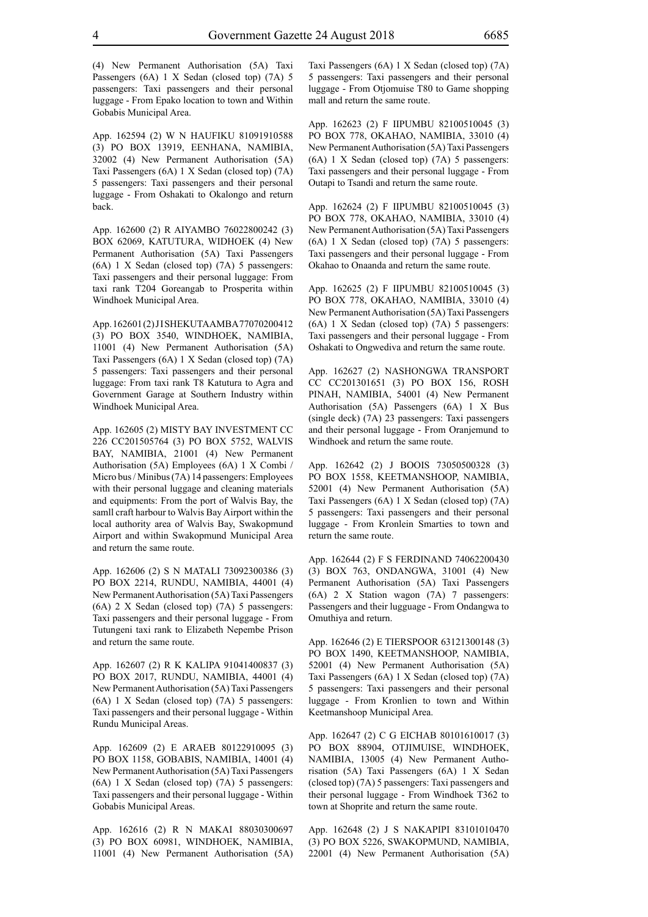(4) New Permanent Authorisation (5A) Taxi Passengers (6A) 1 X Sedan (closed top) (7A) 5 passengers: Taxi passengers and their personal luggage - From Epako location to town and Within Gobabis Municipal Area.

App. 162594 (2) W N HAUFIKU 81091910588 (3) PO BOX 13919, EENHANA, NAMIBIA, 32002 (4) New Permanent Authorisation (5A) Taxi Passengers (6A) 1 X Sedan (closed top) (7A) 5 passengers: Taxi passengers and their personal luggage - From Oshakati to Okalongo and return back.

App. 162600 (2) R AIYAMBO 76022800242 (3) BOX 62069, KATUTURA, WIDHOEK (4) New Permanent Authorisation (5A) Taxi Passengers (6A) 1 X Sedan (closed top) (7A) 5 passengers: Taxi passengers and their personal luggage: From taxi rank T204 Goreangab to Prosperita within Windhoek Municipal Area.

App. 162601 (2) J I SHEKUTAAMBA 77070200412 (3) PO BOX 3540, WINDHOEK, NAMIBIA, 11001 (4) New Permanent Authorisation (5A) Taxi Passengers (6A) 1 X Sedan (closed top) (7A) 5 passengers: Taxi passengers and their personal luggage: From taxi rank T8 Katutura to Agra and Government Garage at Southern Industry within Windhoek Municipal Area.

App. 162605 (2) MISTY BAY INVESTMENT CC 226 CC201505764 (3) PO BOX 5752, WALVIS BAY, NAMIBIA, 21001 (4) New Permanent Authorisation (5A) Employees (6A) 1 X Combi / Micro bus / Minibus (7A) 14 passengers: Employees with their personal luggage and cleaning materials and equipments: From the port of Walvis Bay, the samll craft harbour to Walvis Bay Airport within the local authority area of Walvis Bay, Swakopmund Airport and within Swakopmund Municipal Area and return the same route.

App. 162606 (2) S N MATALI 73092300386 (3) PO BOX 2214, RUNDU, NAMIBIA, 44001 (4) New Permanent Authorisation (5A) Taxi Passengers (6A) 2 X Sedan (closed top) (7A) 5 passengers: Taxi passengers and their personal luggage - From Tutungeni taxi rank to Elizabeth Nepembe Prison and return the same route.

App. 162607 (2) R K KALIPA 91041400837 (3) PO BOX 2017, RUNDU, NAMIBIA, 44001 (4) New Permanent Authorisation (5A) Taxi Passengers (6A) 1 X Sedan (closed top) (7A) 5 passengers: Taxi passengers and their personal luggage - Within Rundu Municipal Areas.

App. 162609 (2) E ARAEB 80122910095 (3) PO BOX 1158, GOBABIS, NAMIBIA, 14001 (4) New Permanent Authorisation (5A) Taxi Passengers (6A) 1 X Sedan (closed top) (7A) 5 passengers: Taxi passengers and their personal luggage - Within Gobabis Municipal Areas.

App. 162616 (2) R N MAKAI 88030300697 (3) PO BOX 60981, WINDHOEK, NAMIBIA, 11001 (4) New Permanent Authorisation (5A) Taxi Passengers (6A) 1 X Sedan (closed top) (7A) 5 passengers: Taxi passengers and their personal luggage - From Otjomuise T80 to Game shopping mall and return the same route.

App. 162623 (2) F IIPUMBU 82100510045 (3) PO BOX 778, OKAHAO, NAMIBIA, 33010 (4) New Permanent Authorisation (5A) Taxi Passengers (6A) 1 X Sedan (closed top) (7A) 5 passengers: Taxi passengers and their personal luggage - From Outapi to Tsandi and return the same route.

App. 162624 (2) F IIPUMBU 82100510045 (3) PO BOX 778, OKAHAO, NAMIBIA, 33010 (4) New Permanent Authorisation (5A) Taxi Passengers (6A) 1 X Sedan (closed top) (7A) 5 passengers: Taxi passengers and their personal luggage - From Okahao to Onaanda and return the same route.

App. 162625 (2) F IIPUMBU 82100510045 (3) PO BOX 778, OKAHAO, NAMIBIA, 33010 (4) New Permanent Authorisation (5A) Taxi Passengers (6A) 1 X Sedan (closed top) (7A) 5 passengers: Taxi passengers and their personal luggage - From Oshakati to Ongwediva and return the same route.

App. 162627 (2) NASHONGWA TRANSPORT CC CC201301651 (3) PO BOX 156, ROSH PINAH, NAMIBIA, 54001 (4) New Permanent Authorisation (5A) Passengers (6A) 1 X Bus (single deck) (7A) 23 passengers: Taxi passengers and their personal luggage - From Oranjemund to Windhoek and return the same route.

App. 162642 (2) J BOOIS 73050500328 (3) PO BOX 1558, KEETMANSHOOP, NAMIBIA, 52001 (4) New Permanent Authorisation (5A) Taxi Passengers (6A) 1 X Sedan (closed top) (7A) 5 passengers: Taxi passengers and their personal luggage - From Kronlein Smarties to town and return the same route.

App. 162644 (2) F S FERDINAND 74062200430 (3) BOX 763, ONDANGWA, 31001 (4) New Permanent Authorisation (5A) Taxi Passengers (6A) 2 X Station wagon (7A) 7 passengers: Passengers and their lugguage - From Ondangwa to Omuthiya and return.

App. 162646 (2) E TIERSPOOR 63121300148 (3) PO BOX 1490, KEETMANSHOOP, NAMIBIA, 52001 (4) New Permanent Authorisation (5A) Taxi Passengers (6A) 1 X Sedan (closed top) (7A) 5 passengers: Taxi passengers and their personal luggage - From Kronlien to town and Within Keetmanshoop Municipal Area.

App. 162647 (2) C G EICHAB 80101610017 (3) PO BOX 88904, OTJIMUISE, WINDHOEK, NAMIBIA, 13005 (4) New Permanent Authorisation (5A) Taxi Passengers (6A) 1 X Sedan (closed top) (7A) 5 passengers: Taxi passengers and their personal luggage - From Windhoek T362 to town at Shoprite and return the same route.

App. 162648 (2) J S NAKAPIPI 83101010470 (3) PO BOX 5226, SWAKOPMUND, NAMIBIA, 22001 (4) New Permanent Authorisation (5A)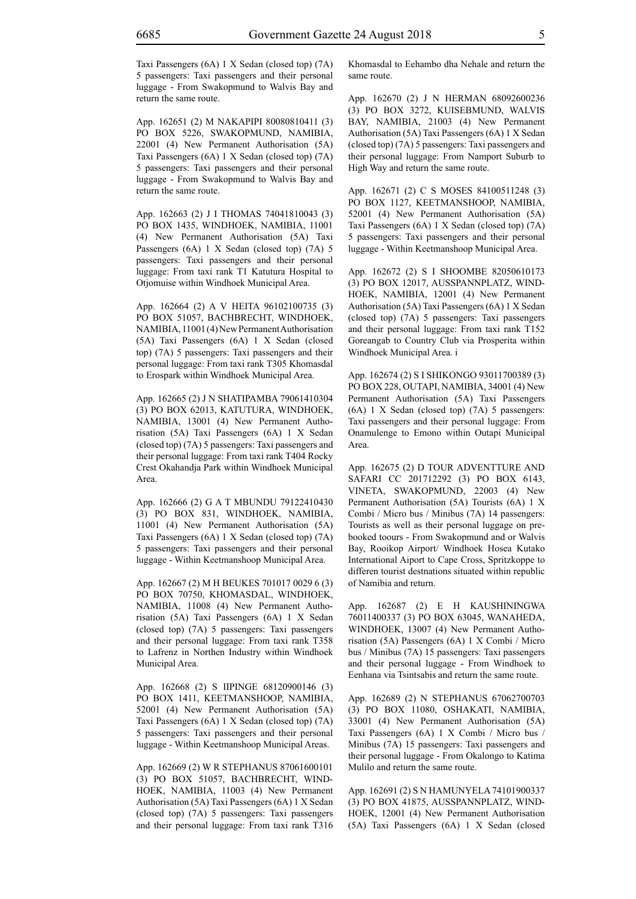Taxi Passengers (6A) 1 X Sedan (closed top) (7A) 5 passengers: Taxi passengers and their personal luggage - From Swakopmund to Walvis Bay and return the same route.

App. 162651 (2) M NAKAPIPI 80080810411 (3) PO BOX 5226, SWAKOPMUND, NAMIBIA, 22001 (4) New Permanent Authorisation (5A) Taxi Passengers (6A) 1 X Sedan (closed top) (7A) 5 passengers: Taxi passengers and their personal luggage - From Swakopmund to Walvis Bay and return the same route.

App. 162663 (2) J I THOMAS 74041810043 (3) PO BOX 1435, WINDHOEK, NAMIBIA, 11001 (4) New Permanent Authorisation (5A) Taxi Passengers (6A) 1 X Sedan (closed top) (7A) 5 passengers: Taxi passengers and their personal luggage: From taxi rank T1 Katutura Hospital to Otjomuise within Windhoek Municipal Area.

App. 162664 (2) A V HEITA 96102100735 (3) PO BOX 51057, BACHBRECHT, WINDHOEK, NAMIBIA, 11001 (4) New Permanent Authorisation (5A) Taxi Passengers (6A) 1 X Sedan (closed top) (7A) 5 passengers: Taxi passengers and their personal luggage: From taxi rank T305 Khomasdal to Erospark within Windhoek Municipal Area.

App. 162665 (2) J N SHATIPAMBA 79061410304 (3) PO BOX 62013, KATUTURA, WINDHOEK, NAMIBIA, 13001 (4) New Permanent Authorisation (5A) Taxi Passengers (6A) 1 X Sedan (closed top) (7A) 5 passengers: Taxi passengers and their personal luggage: From taxi rank T404 Rocky Crest Okahandja Park within Windhoek Municipal Area.

App. 162666 (2) G A T MBUNDU 79122410430 (3) PO BOX 831, WINDHOEK, NAMIBIA, 11001 (4) New Permanent Authorisation (5A) Taxi Passengers (6A) 1 X Sedan (closed top) (7A) 5 passengers: Taxi passengers and their personal luggage - Within Keetmanshoop Municipal Area.

App. 162667 (2) M H BEUKES 701017 0029 6 (3) PO BOX 70750, KHOMASDAL, WINDHOEK, NAMIBIA, 11008 (4) New Permanent Authorisation (5A) Taxi Passengers (6A) 1 X Sedan (closed top) (7A) 5 passengers: Taxi passengers and their personal luggage: From taxi rank T358 to Lafrenz in Northen Industry within Windhoek Municipal Area.

App. 162668 (2) S IIPINGE 68120900146 (3) PO BOX 1411, KEETMANSHOOP, NAMIBIA, 52001 (4) New Permanent Authorisation (5A) Taxi Passengers (6A) 1 X Sedan (closed top) (7A) 5 passengers: Taxi passengers and their personal luggage - Within Keetmanshoop Municipal Areas.

App. 162669 (2) W R STEPHANUS 87061600101 (3) PO BOX 51057, BACHBRECHT, WINDHOEK, NAMIBIA, 11003 (4) New Permanent Authorisation (5A) Taxi Passengers (6A) 1 X Sedan (closed top) (7A) 5 passengers: Taxi passengers and their personal luggage: From taxi rank T316 Khomasdal to Eehambo dha Nehale and return the same route.

App. 162670 (2) J N HERMAN 68092600236 (3) PO BOX 3272, KUISEBMUND, WALVIS BAY, NAMIBIA, 21003 (4) New Permanent Authorisation (5A) Taxi Passengers (6A) 1 X Sedan (closed top) (7A) 5 passengers: Taxi passengers and their personal luggage: From Namport Suburb to High Way and return the same route.

App. 162671 (2) C S MOSES 84100511248 (3) PO BOX 1127, KEETMANSHOOP, NAMIBIA, 52001 (4) New Permanent Authorisation (5A) Taxi Passengers (6A) 1 X Sedan (closed top) (7A) 5 passengers: Taxi passengers and their personal luggage - Within Keetmanshoop Municipal Area.

App. 162672 (2) S I SHOOMBE 82050610173 (3) PO BOX 12017, AUSSPANNPLATZ, WINDHOEK, NAMIBIA, 12001 (4) New Permanent Authorisation (5A) Taxi Passengers (6A) 1 X Sedan (closed top) (7A) 5 passengers: Taxi passengers and their personal luggage: From taxi rank T152 Goreangab to Country Club via Prosperita within Windhoek Municipal Area. i

App. 162674 (2) S I SHIKONGO 93011700389 (3) PO BOX 228, OUTAPI, NAMIBIA, 34001 (4) New Permanent Authorisation (5A) Taxi Passengers (6A) 1 X Sedan (closed top) (7A) 5 passengers: Taxi passengers and their personal luggage: From Onamulenge to Emono within Outapi Municipal Area.

App. 162675 (2) D TOUR ADVENTTURE AND SAFARI CC 201712292 (3) PO BOX 6143, VINETA, SWAKOPMUND, 22003 (4) New Permanent Authorisation (5A) Tourists (6A) 1 X Combi / Micro bus / Minibus (7A) 14 passengers: Tourists as well as their personal luggage on prebooked toours - From Swakopmund and or Walvis Bay, Rooikop Airport/ Windhoek Hosea Kutako International Aiport to Cape Cross, Spritzkoppe to differen tourist destnations situated within republic of Namibia and return.

App. 162687 (2) E H KAUSHININGWA 76011400337 (3) PO BOX 63045, WANAHEDA, WINDHOEK, 13007 (4) New Permanent Authorisation (5A) Passengers (6A) 1 X Combi / Micro bus / Minibus (7A) 15 passengers: Taxi passengers and their personal luggage - From Windhoek to Eenhana via Tsintsabis and return the same route.

App. 162689 (2) N STEPHANUS 67062700703 (3) PO BOX 11080, OSHAKATI, NAMIBIA, 33001 (4) New Permanent Authorisation (5A) Taxi Passengers (6A) 1 X Combi / Micro bus / Minibus (7A) 15 passengers: Taxi passengers and their personal luggage - From Okalongo to Katima Mulilo and return the same route.

App. 162691 (2) S N HAMUNYELA 74101900337 (3) PO BOX 41875, AUSSPANNPLATZ, WINDHOEK, 12001 (4) New Permanent Authorisation (5A) Taxi Passengers (6A) 1 X Sedan (closed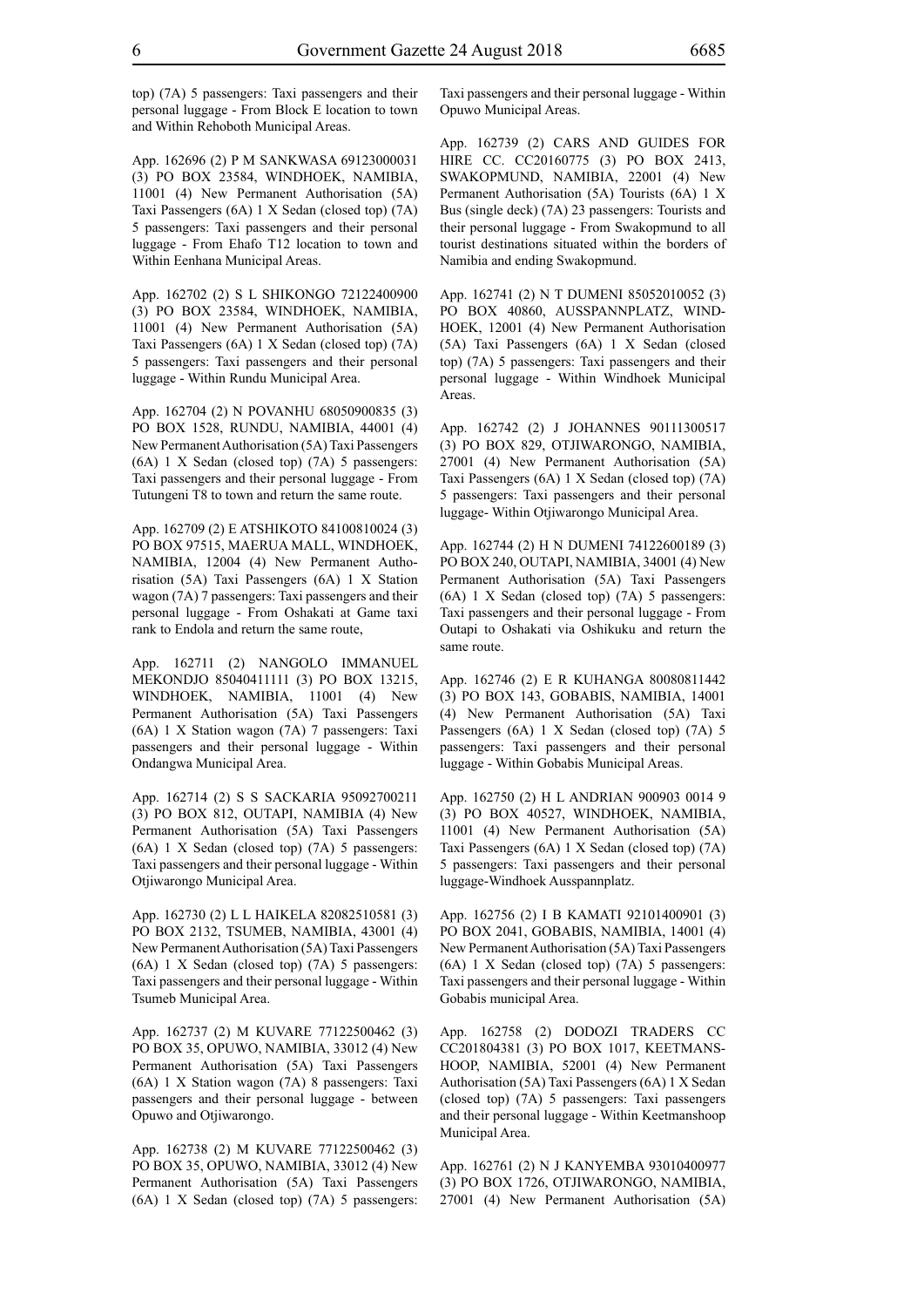top) (7A) 5 passengers: Taxi passengers and their personal luggage - From Block E location to town and Within Rehoboth Municipal Areas.

App. 162696 (2) P M SANKWASA 69123000031 (3) PO BOX 23584, WINDHOEK, NAMIBIA, 11001 (4) New Permanent Authorisation (5A) Taxi Passengers (6A) 1 X Sedan (closed top) (7A) 5 passengers: Taxi passengers and their personal luggage - From Ehafo T12 location to town and Within Eenhana Municipal Areas.

App. 162702 (2) S L SHIKONGO 72122400900 (3) PO BOX 23584, WINDHOEK, NAMIBIA, 11001 (4) New Permanent Authorisation (5A) Taxi Passengers (6A) 1 X Sedan (closed top) (7A) 5 passengers: Taxi passengers and their personal luggage - Within Rundu Municipal Area.

App. 162704 (2) N POVANHU 68050900835 (3) PO BOX 1528, RUNDU, NAMIBIA, 44001 (4) New Permanent Authorisation (5A) Taxi Passengers (6A) 1 X Sedan (closed top) (7A) 5 passengers: Taxi passengers and their personal luggage - From Tutungeni T8 to town and return the same route.

App. 162709 (2) E ATSHIKOTO 84100810024 (3) PO BOX 97515, MAERUA MALL, WINDHOEK, NAMIBIA, 12004 (4) New Permanent Authorisation (5A) Taxi Passengers (6A) 1 X Station wagon (7A) 7 passengers: Taxi passengers and their personal luggage - From Oshakati at Game taxi rank to Endola and return the same route,

App. 162711 (2) NANGOLO IMMANUEL MEKONDJO 85040411111 (3) PO BOX 13215, WINDHOEK, NAMIBIA, 11001 (4) New Permanent Authorisation (5A) Taxi Passengers (6A) 1 X Station wagon (7A) 7 passengers: Taxi passengers and their personal luggage - Within Ondangwa Municipal Area.

App. 162714 (2) S S SACKARIA 95092700211 (3) PO BOX 812, OUTAPI, NAMIBIA (4) New Permanent Authorisation (5A) Taxi Passengers (6A) 1 X Sedan (closed top) (7A) 5 passengers: Taxi passengers and their personal luggage - Within Otjiwarongo Municipal Area.

App. 162730 (2) L L HAIKELA 82082510581 (3) PO BOX 2132, TSUMEB, NAMIBIA, 43001 (4) New Permanent Authorisation (5A) Taxi Passengers (6A) 1 X Sedan (closed top) (7A) 5 passengers: Taxi passengers and their personal luggage - Within Tsumeb Municipal Area.

App. 162737 (2) M KUVARE 77122500462 (3) PO BOX 35, OPUWO, NAMIBIA, 33012 (4) New Permanent Authorisation (5A) Taxi Passengers (6A) 1 X Station wagon (7A) 8 passengers: Taxi passengers and their personal luggage - between Opuwo and Otjiwarongo.

App. 162738 (2) M KUVARE 77122500462 (3) PO BOX 35, OPUWO, NAMIBIA, 33012 (4) New Permanent Authorisation (5A) Taxi Passengers (6A) 1 X Sedan (closed top) (7A) 5 passengers: Taxi passengers and their personal luggage - Within Opuwo Municipal Areas.

App. 162739 (2) CARS AND GUIDES FOR HIRE CC. CC20160775 (3) PO BOX 2413, SWAKOPMUND, NAMIBIA, 22001 (4) New Permanent Authorisation (5A) Tourists (6A) 1 X Bus (single deck) (7A) 23 passengers: Tourists and their personal luggage - From Swakopmund to all tourist destinations situated within the borders of Namibia and ending Swakopmund.

App. 162741 (2) N T DUMENI 85052010052 (3) PO BOX 40860, AUSSPANNPLATZ, WINDHOEK, 12001 (4) New Permanent Authorisation (5A) Taxi Passengers (6A) 1 X Sedan (closed top) (7A) 5 passengers: Taxi passengers and their personal luggage - Within Windhoek Municipal Areas.

App. 162742 (2) J JOHANNES 90111300517 (3) PO BOX 829, OTJIWARONGO, NAMIBIA, 27001 (4) New Permanent Authorisation (5A) Taxi Passengers (6A) 1 X Sedan (closed top) (7A) 5 passengers: Taxi passengers and their personal luggage- Within Otjiwarongo Municipal Area.

App. 162744 (2) H N DUMENI 74122600189 (3) PO BOX 240, OUTAPI, NAMIBIA, 34001 (4) New Permanent Authorisation (5A) Taxi Passengers (6A) 1 X Sedan (closed top) (7A) 5 passengers: Taxi passengers and their personal luggage - From Outapi to Oshakati via Oshikuku and return the same route.

App. 162746 (2) E R KUHANGA 80080811442 (3) PO BOX 143, GOBABIS, NAMIBIA, 14001 (4) New Permanent Authorisation (5A) Taxi Passengers (6A) 1 X Sedan (closed top) (7A) 5 passengers: Taxi passengers and their personal luggage - Within Gobabis Municipal Areas.

App. 162750 (2) H L ANDRIAN 900903 0014 9 (3) PO BOX 40527, WINDHOEK, NAMIBIA, 11001 (4) New Permanent Authorisation (5A) Taxi Passengers (6A) 1 X Sedan (closed top) (7A) 5 passengers: Taxi passengers and their personal luggage-Windhoek Ausspannplatz.

App. 162756 (2) I B KAMATI 92101400901 (3) PO BOX 2041, GOBABIS, NAMIBIA, 14001 (4) New Permanent Authorisation (5A) Taxi Passengers (6A) 1 X Sedan (closed top) (7A) 5 passengers: Taxi passengers and their personal luggage - Within Gobabis municipal Area.

App. 162758 (2) DODOZI TRADERS CC CC201804381 (3) PO BOX 1017, KEETMANSHOOP, NAMIBIA, 52001 (4) New Permanent Authorisation (5A) Taxi Passengers (6A) 1 X Sedan (closed top) (7A) 5 passengers: Taxi passengers and their personal luggage - Within Keetmanshoop Municipal Area.

App. 162761 (2) N J KANYEMBA 93010400977 (3) PO BOX 1726, OTJIWARONGO, NAMIBIA, 27001 (4) New Permanent Authorisation (5A)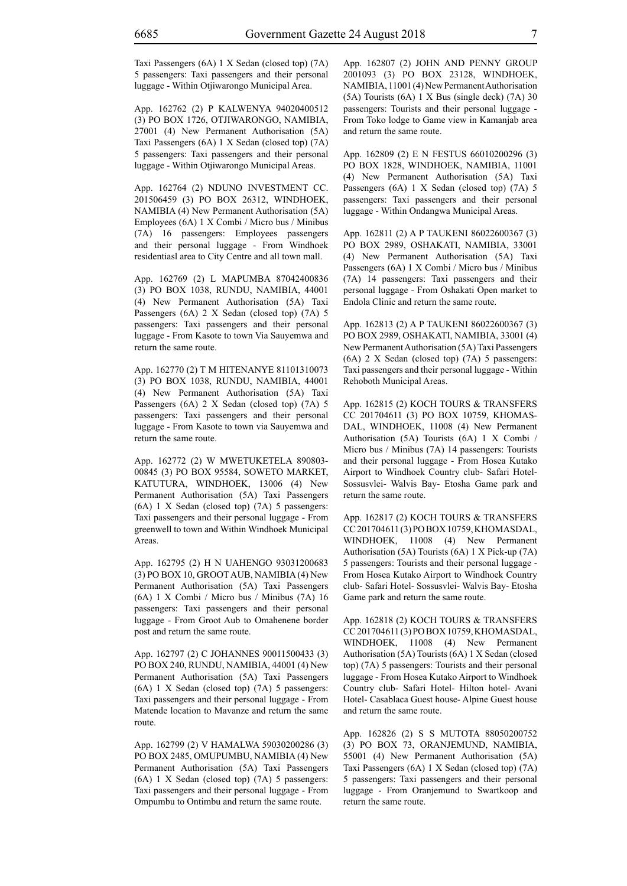Taxi Passengers (6A) 1 X Sedan (closed top) (7A) 5 passengers: Taxi passengers and their personal luggage - Within Otjiwarongo Municipal Area.

App. 162762 (2) P KALWENYA 94020400512 (3) PO BOX 1726, OTJIWARONGO, NAMIBIA, 27001 (4) New Permanent Authorisation (5A) Taxi Passengers (6A) 1 X Sedan (closed top) (7A) 5 passengers: Taxi passengers and their personal luggage - Within Otjiwarongo Municipal Areas.

App. 162764 (2) NDUNO INVESTMENT CC. 201506459 (3) PO BOX 26312, WINDHOEK, NAMIBIA (4) New Permanent Authorisation (5A) Employees (6A) 1 X Combi / Micro bus / Minibus (7A) 16 passengers: Employees passengers and their personal luggage - From Windhoek residentiasl area to City Centre and all town mall.

App. 162769 (2) L MAPUMBA 87042400836 (3) PO BOX 1038, RUNDU, NAMIBIA, 44001 (4) New Permanent Authorisation (5A) Taxi Passengers (6A) 2 X Sedan (closed top) (7A) 5 passengers: Taxi passengers and their personal luggage - From Kasote to town Via Sauyemwa and return the same route.

App. 162770 (2) T M HITENANYE 81101310073 (3) PO BOX 1038, RUNDU, NAMIBIA, 44001 (4) New Permanent Authorisation (5A) Taxi Passengers (6A) 2 X Sedan (closed top) (7A) 5 passengers: Taxi passengers and their personal luggage - From Kasote to town via Sauyemwa and return the same route.

App. 162772 (2) W MWETUKETELA 890803-00845 (3) PO BOX 95584, SOWETO MARKET, KATUTURA, WINDHOEK, 13006 (4) New Permanent Authorisation (5A) Taxi Passengers (6A) 1 X Sedan (closed top) (7A) 5 passengers: Taxi passengers and their personal luggage - From greenwell to town and Within Windhoek Municipal Areas.

App. 162795 (2) H N UAHENGO 93031200683 (3) PO BOX 10, GROOT AUB, NAMIBIA (4) New Permanent Authorisation (5A) Taxi Passengers (6A) 1 X Combi / Micro bus / Minibus (7A) 16 passengers: Taxi passengers and their personal luggage - From Groot Aub to Omahenene border post and return the same route.

App. 162797 (2) C JOHANNES 90011500433 (3) PO BOX 240, RUNDU, NAMIBIA, 44001 (4) New Permanent Authorisation (5A) Taxi Passengers (6A) 1 X Sedan (closed top) (7A) 5 passengers: Taxi passengers and their personal luggage - From Matende location to Mavanze and return the same route.

App. 162799 (2) V HAMALWA 59030200286 (3) PO BOX 2485, OMUPUMBU, NAMIBIA (4) New Permanent Authorisation (5A) Taxi Passengers (6A) 1 X Sedan (closed top) (7A) 5 passengers: Taxi passengers and their personal luggage - From Ompumbu to Ontimbu and return the same route.

App. 162807 (2) JOHN AND PENNY GROUP 2001093 (3) PO BOX 23128, WINDHOEK, NAMIBIA, 11001 (4) New Permanent Authorisation (5A) Tourists (6A) 1 X Bus (single deck) (7A) 30 passengers: Tourists and their personal luggage - From Toko lodge to Game view in Kamanjab area and return the same route.

App. 162809 (2) E N FESTUS 66010200296 (3) PO BOX 1828, WINDHOEK, NAMIBIA, 11001 (4) New Permanent Authorisation (5A) Taxi Passengers (6A) 1 X Sedan (closed top) (7A) 5 passengers: Taxi passengers and their personal luggage - Within Ondangwa Municipal Areas.

App. 162811 (2) A P TAUKENI 86022600367 (3) PO BOX 2989, OSHAKATI, NAMIBIA, 33001 (4) New Permanent Authorisation (5A) Taxi Passengers (6A) 1 X Combi / Micro bus / Minibus (7A) 14 passengers: Taxi passengers and their personal luggage - From Oshakati Open market to Endola Clinic and return the same route.

App. 162813 (2) A P TAUKENI 86022600367 (3) PO BOX 2989, OSHAKATI, NAMIBIA, 33001 (4) New Permanent Authorisation (5A) Taxi Passengers (6A) 2 X Sedan (closed top) (7A) 5 passengers: Taxi passengers and their personal luggage - Within Rehoboth Municipal Areas.

App. 162815 (2) KOCH TOURS & TRANSFERS CC 201704611 (3) PO BOX 10759, KHOMAS-DAL, WINDHOEK, 11008 (4) New Permanent Authorisation (5A) Tourists (6A) 1 X Combi / Micro bus / Minibus (7A) 14 passengers: Tourists and their personal luggage - From Hosea Kutako Airport to Windhoek Country club- Safari Hotel- Sossusvlei- Walvis Bay- Etosha Game park and return the same route.

App. 162817 (2) KOCH TOURS & TRANSFERS CC 201704611 (3) PO BOX 10759, KHOMASDAL, WINDHOEK, 11008 (4) New Permanent Authorisation (5A) Tourists (6A) 1 X Pick-up (7A) 5 passengers: Tourists and their personal luggage - From Hosea Kutako Airport to Windhoek Country club- Safari Hotel- Sossusvlei- Walvis Bay- Etosha Game park and return the same route.

App. 162818 (2) KOCH TOURS & TRANSFERS CC 201704611 (3) PO BOX 10759, KHOMASDAL, WINDHOEK, 11008 (4) New Permanent Authorisation (5A) Tourists (6A) 1 X Sedan (closed top) (7A) 5 passengers: Tourists and their personal luggage - From Hosea Kutako Airport to Windhoek Country club- Safari Hotel- Hilton hotel- Avani Hotel- Casablaca Guest house- Alpine Guest house and return the same route.

App. 162826 (2) S S MUTOTA 88050200752 (3) PO BOX 73, ORANJEMUND, NAMIBIA, 55001 (4) New Permanent Authorisation (5A) Taxi Passengers (6A) 1 X Sedan (closed top) (7A) 5 passengers: Taxi passengers and their personal luggage - From Oranjemund to Swartkoop and return the same route.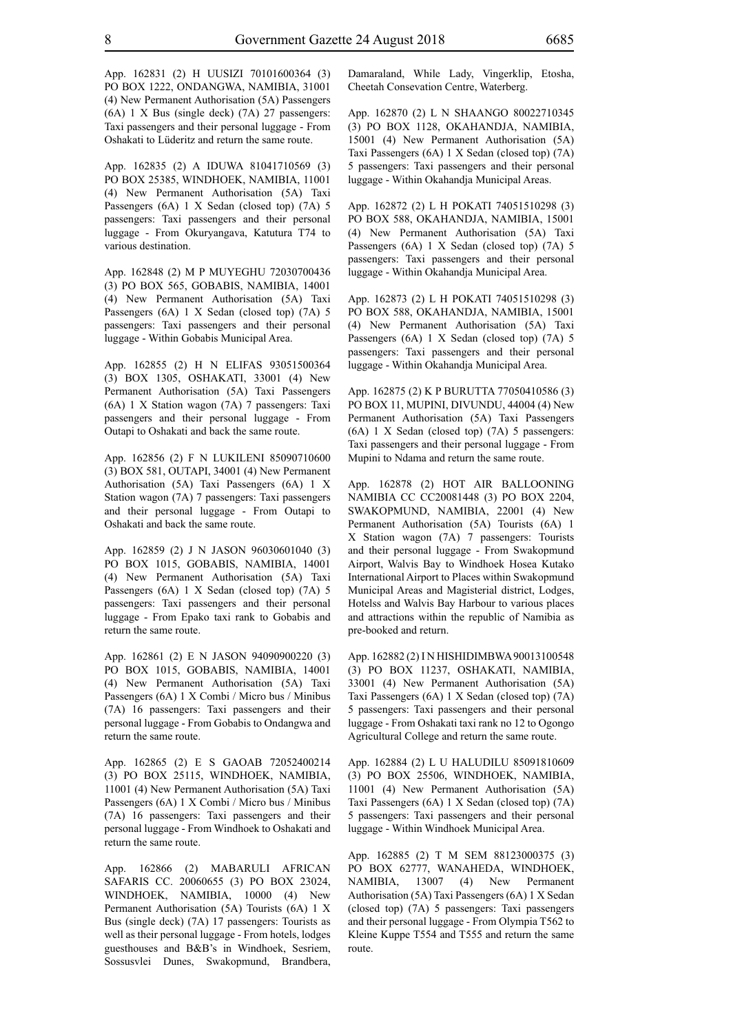App. 162831 (2) H UUSIZI 70101600364 (3) PO BOX 1222, ONDANGWA, NAMIBIA, 31001 (4) New Permanent Authorisation (5A) Passengers (6A) 1 X Bus (single deck) (7A) 27 passengers: Taxi passengers and their personal luggage - From Oshakati to Lüderitz and return the same route.

App. 162835 (2) A IDUWA 81041710569 (3) PO BOX 25385, WINDHOEK, NAMIBIA, 11001 (4) New Permanent Authorisation (5A) Taxi Passengers (6A) 1 X Sedan (closed top) (7A) 5 passengers: Taxi passengers and their personal luggage - From Okuryangava, Katutura T74 to various destination.

App. 162848 (2) M P MUYEGHU 72030700436 (3) PO BOX 565, GOBABIS, NAMIBIA, 14001 (4) New Permanent Authorisation (5A) Taxi Passengers (6A) 1 X Sedan (closed top) (7A) 5 passengers: Taxi passengers and their personal luggage - Within Gobabis Municipal Area.

App. 162855 (2) H N ELIFAS 93051500364 (3) BOX 1305, OSHAKATI, 33001 (4) New Permanent Authorisation (5A) Taxi Passengers (6A) 1 X Station wagon (7A) 7 passengers: Taxi passengers and their personal luggage - From Outapi to Oshakati and back the same route.

App. 162856 (2) F N LUKILENI 85090710600 (3) BOX 581, OUTAPI, 34001 (4) New Permanent Authorisation (5A) Taxi Passengers (6A) 1 X Station wagon (7A) 7 passengers: Taxi passengers and their personal luggage - From Outapi to Oshakati and back the same route.

App. 162859 (2) J N JASON 96030601040 (3) PO BOX 1015, GOBABIS, NAMIBIA, 14001 (4) New Permanent Authorisation (5A) Taxi Passengers (6A) 1 X Sedan (closed top) (7A) 5 passengers: Taxi passengers and their personal luggage - From Epako taxi rank to Gobabis and return the same route.

App. 162861 (2) E N JASON 94090900220 (3) PO BOX 1015, GOBABIS, NAMIBIA, 14001 (4) New Permanent Authorisation (5A) Taxi Passengers (6A) 1 X Combi / Micro bus / Minibus (7A) 16 passengers: Taxi passengers and their personal luggage - From Gobabis to Ondangwa and return the same route.

App. 162865 (2) E S GAOAB 72052400214 (3) PO BOX 25115, WINDHOEK, NAMIBIA, 11001 (4) New Permanent Authorisation (5A) Taxi Passengers (6A) 1 X Combi / Micro bus / Minibus (7A) 16 passengers: Taxi passengers and their personal luggage - From Windhoek to Oshakati and return the same route.

App. 162866 (2) MABARULI AFRICAN SAFARIS CC. 20060655 (3) PO BOX 23024, WINDHOEK, NAMIBIA, 10000 (4) New Permanent Authorisation (5A) Tourists (6A) 1 X Bus (single deck) (7A) 17 passengers: Tourists as well as their personal luggage - From hotels, lodges guesthouses and B&B's in Windhoek, Sesriem, Sossusvlei Dunes, Swakopmund, Brandbera, Damaraland, While Lady, Vingerklip, Etosha, Cheetah Consevation Centre, Waterberg.

App. 162870 (2) L N SHAANGO 80022710345 (3) PO BOX 1128, OKAHANDJA, NAMIBIA, 15001 (4) New Permanent Authorisation (5A) Taxi Passengers (6A) 1 X Sedan (closed top) (7A) 5 passengers: Taxi passengers and their personal luggage - Within Okahandja Municipal Areas.

App. 162872 (2) L H POKATI 74051510298 (3) PO BOX 588, OKAHANDJA, NAMIBIA, 15001 (4) New Permanent Authorisation (5A) Taxi Passengers (6A) 1 X Sedan (closed top) (7A) 5 passengers: Taxi passengers and their personal luggage - Within Okahandja Municipal Area.

App. 162873 (2) L H POKATI 74051510298 (3) PO BOX 588, OKAHANDJA, NAMIBIA, 15001 (4) New Permanent Authorisation (5A) Taxi Passengers (6A) 1 X Sedan (closed top) (7A) 5 passengers: Taxi passengers and their personal luggage - Within Okahandja Municipal Area.

App. 162875 (2) K P BURUTTA 77050410586 (3) PO BOX 11, MUPINI, DIVUNDU, 44004 (4) New Permanent Authorisation (5A) Taxi Passengers (6A) 1 X Sedan (closed top) (7A) 5 passengers: Taxi passengers and their personal luggage - From Mupini to Ndama and return the same route.

App. 162878 (2) HOT AIR BALLOONING NAMIBIA CC CC20081448 (3) PO BOX 2204, SWAKOPMUND, NAMIBIA, 22001 (4) New Permanent Authorisation (5A) Tourists (6A) 1 X Station wagon (7A) 7 passengers: Tourists and their personal luggage - From Swakopmund Airport, Walvis Bay to Windhoek Hosea Kutako International Airport to Places within Swakopmund Municipal Areas and Magisterial district, Lodges, Hotelss and Walvis Bay Harbour to various places and attractions within the republic of Namibia as pre-booked and return.

App. 162882 (2) I N HISHIDIMBWA 90013100548 (3) PO BOX 11237, OSHAKATI, NAMIBIA, 33001 (4) New Permanent Authorisation (5A) Taxi Passengers (6A) 1 X Sedan (closed top) (7A) 5 passengers: Taxi passengers and their personal luggage - From Oshakati taxi rank no 12 to Ogongo Agricultural College and return the same route.

App. 162884 (2) L U HALUDILU 85091810609 (3) PO BOX 25506, WINDHOEK, NAMIBIA, 11001 (4) New Permanent Authorisation (5A) Taxi Passengers (6A) 1 X Sedan (closed top) (7A) 5 passengers: Taxi passengers and their personal luggage - Within Windhoek Municipal Area.

App. 162885 (2) T M SEM 88123000375 (3) PO BOX 62777, WANAHEDA, WINDHOEK, NAMIBIA, 13007 (4) New Permanent Authorisation (5A) Taxi Passengers (6A) 1 X Sedan (closed top) (7A) 5 passengers: Taxi passengers and their personal luggage - From Olympia T562 to Kleine Kuppe T554 and T555 and return the same route.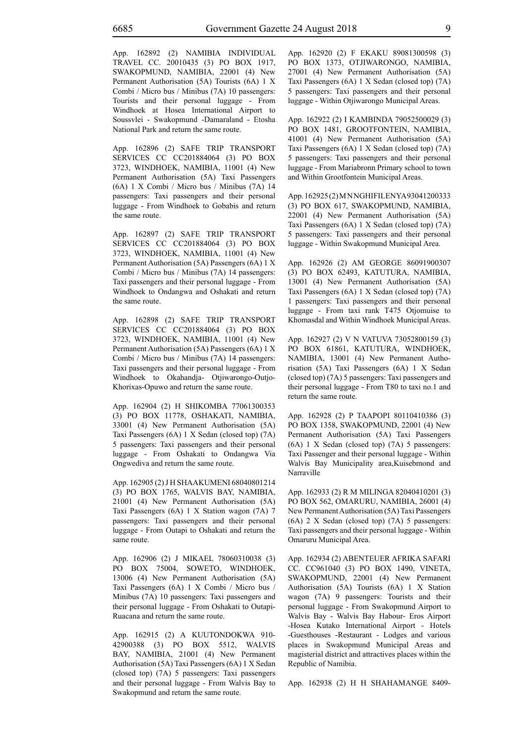App. 162892 (2) NAMIBIA INDIVIDUAL TRAVEL CC. 20010435 (3) PO BOX 1917, SWAKOPMUND, NAMIBIA, 22001 (4) New Permanent Authorisation (5A) Tourists (6A) 1 X Combi / Micro bus / Minibus (7A) 10 passengers: Tourists and their personal luggage - From Windhoek at Hosea International Airport to Soussvlei - Swakopmund -Damaraland - Etosha National Park and return the same route.

App. 162896 (2) SAFE TRIP TRANSPORT SERVICES CC CC201884064 (3) PO BOX 3723, WINDHOEK, NAMIBIA, 11001 (4) New Permanent Authorisation (5A) Taxi Passengers (6A) 1 X Combi / Micro bus / Minibus (7A) 14 passengers: Taxi passengers and their personal luggage - From Windhoek to Gobabis and return the same route.

App. 162897 (2) SAFE TRIP TRANSPORT SERVICES CC CC201884064 (3) PO BOX 3723, WINDHOEK, NAMIBIA, 11001 (4) New Permanent Authorisation (5A) Passengers (6A) 1 X Combi / Micro bus / Minibus (7A) 14 passengers: Taxi passengers and their personal luggage - From Windhoek to Ondangwa and Oshakati and return the same route.

App. 162898 (2) SAFE TRIP TRANSPORT SERVICES CC CC201884064 (3) PO BOX 3723, WINDHOEK, NAMIBIA, 11001 (4) New Permanent Authorisation (5A) Passengers (6A) 1 X Combi / Micro bus / Minibus (7A) 14 passengers: Taxi passengers and their personal luggage - From Windhoek to Okahandja- Otjiwarongo-Outjo-Khorixas-Opuwo and return the same route.

App. 162904 (2) H SHIKOMBA 77061300353 (3) PO BOX 11778, OSHAKATI, NAMIBIA, 33001 (4) New Permanent Authorisation (5A) Taxi Passengers (6A) 1 X Sedan (closed top) (7A) 5 passengers: Taxi passengers and their personal luggage - From Oshakati to Ondangwa Via Ongwediva and return the same route.

App. 162905 (2) J H SHAAKUMENI 68040801214 (3) PO BOX 1765, WALVIS BAY, NAMIBIA, 21001 (4) New Permanent Authorisation (5A) Taxi Passengers (6A) 1 X Station wagon (7A) 7 passengers: Taxi passengers and their personal luggage - From Outapi to Oshakati and return the same route.

App. 162906 (2) J MIKAEL 78060310038 (3) PO BOX 75004, SOWETO, WINDHOEK, 13006 (4) New Permanent Authorisation (5A) Taxi Passengers (6A) 1 X Combi / Micro bus / Minibus (7A) 10 passengers: Taxi passengers and their personal luggage - From Oshakati to Outapi-Ruacana and return the same route.

App. 162915 (2) A KUUTONDOKWA 910-42900388 (3) PO BOX 5512, WALVIS BAY, NAMIBIA, 21001 (4) New Permanent Authorisation (5A) Taxi Passengers (6A) 1 X Sedan (closed top) (7A) 5 passengers: Taxi passengers and their personal luggage - From Walvis Bay to Swakopmund and return the same route.

App. 162920 (2) F EKAKU 89081300598 (3) PO BOX 1373, OTJIWARONGO, NAMIBIA, 27001 (4) New Permanent Authorisation (5A) Taxi Passengers (6A) 1 X Sedan (closed top) (7A) 5 passengers: Taxi passengers and their personal luggage - Within Otjiwarongo Municipal Areas.

App. 162922 (2) I KAMBINDA 79052500029 (3) PO BOX 1481, GROOTFONTEIN, NAMIBIA, 41001 (4) New Permanent Authorisation (5A) Taxi Passengers (6A) 1 X Sedan (closed top) (7A) 5 passengers: Taxi passengers and their personal luggage - From Mariabronn Primary school to town and Within Grootfontein Municipal Areas.

App. 162925 (2) M N NGHIFILENYA 93041200333 (3) PO BOX 617, SWAKOPMUND, NAMIBIA, 22001 (4) New Permanent Authorisation (5A) Taxi Passengers (6A) 1 X Sedan (closed top) (7A) 5 passengers: Taxi passengers and their personal luggage - Within Swakopmund Municipal Area.

App. 162926 (2) AM GEORGE 86091900307 (3) PO BOX 62493, KATUTURA, NAMIBIA, 13001 (4) New Permanent Authorisation (5A) Taxi Passengers (6A) 1 X Sedan (closed top) (7A) 1 passengers: Taxi passengers and their personal luggage - From taxi rank T475 Otjomuise to Khomasdal and Within Windhoek Municipal Areas.

App. 162927 (2) V N VATUVA 73052800159 (3) PO BOX 61861, KATUTURA, WINDHOEK, NAMIBIA, 13001 (4) New Permanent Authorisation (5A) Taxi Passengers (6A) 1 X Sedan (closed top) (7A) 5 passengers: Taxi passengers and their personal luggage - From T80 to taxi no.1 and return the same route.

App. 162928 (2) P TAAPOPI 80110410386 (3) PO BOX 1358, SWAKOPMUND, 22001 (4) New Permanent Authorisation (5A) Taxi Passengers (6A) 1 X Sedan (closed top) (7A) 5 passengers: Taxi Passenger and their personal luggage - Within Walvis Bay Municipality area,Kuisebmond and Narraville

App. 162933 (2) R M MILINGA 82040410201 (3) PO BOX 562, OMARURU, NAMIBIA, 26001 (4) New Permanent Authorisation (5A) Taxi Passengers (6A) 2 X Sedan (closed top) (7A) 5 passengers: Taxi passengers and their personal luggage - Within Omaruru Municipal Area.

App. 162934 (2) ABENTEUER AFRIKA SAFARI CC. CC961040 (3) PO BOX 1490, VINETA, SWAKOPMUND, 22001 (4) New Permanent Authorisation (5A) Tourists (6A) 1 X Station wagon (7A) 9 passengers: Tourists and their personal luggage - From Swakopmund Airport to Walvis Bay - Walvis Bay Habour- Eros Airport -Hosea Kutako International Airport - Hotels -Guesthouses -Restaurant - Lodges and various places in Swakopmund Municipal Areas and magisterial district and attractives places within the Republic of Namibia.

App. 162938 (2) H H SHAHAMANGE 8409-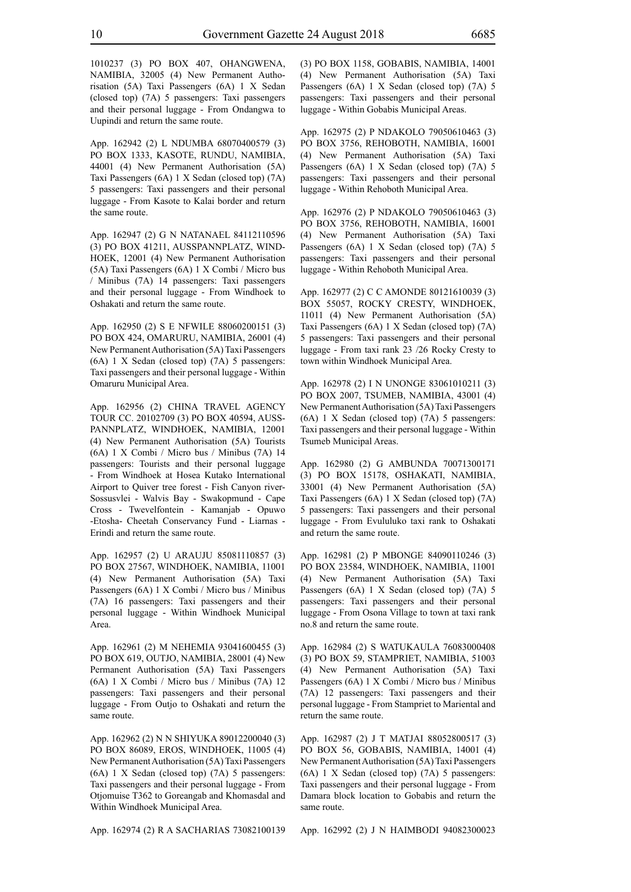1010237 (3) PO BOX 407, OHANGWENA, NAMIBIA, 32005 (4) New Permanent Authorisation (5A) Taxi Passengers (6A) 1 X Sedan (closed top) (7A) 5 passengers: Taxi passengers and their personal luggage - From Ondangwa to Uupindi and return the same route.

App. 162942 (2) L NDUMBA 68070400579 (3) PO BOX 1333, KASOTE, RUNDU, NAMIBIA, 44001 (4) New Permanent Authorisation (5A) Taxi Passengers (6A) 1 X Sedan (closed top) (7A) 5 passengers: Taxi passengers and their personal luggage - From Kasote to Kalai border and return the same route.

App. 162947 (2) G N NATANAEL 84112110596 (3) PO BOX 41211, AUSSPANNPLATZ, WINDHOEK, 12001 (4) New Permanent Authorisation (5A) Taxi Passengers (6A) 1 X Combi / Micro bus / Minibus (7A) 14 passengers: Taxi passengers and their personal luggage - From Windhoek to Oshakati and return the same route.

App. 162950 (2) S E NFWILE 88060200151 (3) PO BOX 424, OMARURU, NAMIBIA, 26001 (4) New Permanent Authorisation (5A) Taxi Passengers (6A) 1 X Sedan (closed top) (7A) 5 passengers: Taxi passengers and their personal luggage - Within Omaruru Municipal Area.

App. 162956 (2) CHINA TRAVEL AGENCY TOUR CC. 20102709 (3) PO BOX 40594, AUSSPANNPLATZ, WINDHOEK, NAMIBIA, 12001 (4) New Permanent Authorisation (5A) Tourists (6A) 1 X Combi / Micro bus / Minibus (7A) 14 passengers: Tourists and their personal luggage - From Windhoek at Hosea Kutako International Airport to Quiver tree forest - Fish Canyon river- Sossusvlei - Walvis Bay - Swakopmund - Cape Cross - Twevelfontein - Kamanjab - Opuwo -Etosha- Cheetah Conservancy Fund - Liarnas - Erindi and return the same route.

App. 162957 (2) U ARAUJU 85081110857 (3) PO BOX 27567, WINDHOEK, NAMIBIA, 11001 (4) New Permanent Authorisation (5A) Taxi Passengers (6A) 1 X Combi / Micro bus / Minibus (7A) 16 passengers: Taxi passengers and their personal luggage - Within Windhoek Municipal Area.

App. 162961 (2) M NEHEMIA 93041600455 (3) PO BOX 619, OUTJO, NAMIBIA, 28001 (4) New Permanent Authorisation (5A) Taxi Passengers (6A) 1 X Combi / Micro bus / Minibus (7A) 12 passengers: Taxi passengers and their personal luggage - From Outjo to Oshakati and return the same route.

App. 162962 (2) N N SHIYUKA 89012200040 (3) PO BOX 86089, EROS, WINDHOEK, 11005 (4) New Permanent Authorisation (5A) Taxi Passengers (6A) 1 X Sedan (closed top) (7A) 5 passengers: Taxi passengers and their personal luggage - From Otjomuise T362 to Goreangab and Khomasdal and Within Windhoek Municipal Area.

App. 162974 (2) R A SACHARIAS 73082100139 (3) PO BOX 1158, GOBABIS, NAMIBIA, 14001 (4) New Permanent Authorisation (5A) Taxi Passengers (6A) 1 X Sedan (closed top) (7A) 5 passengers: Taxi passengers and their personal luggage - Within Gobabis Municipal Areas.

App. 162975 (2) P NDAKOLO 79050610463 (3) PO BOX 3756, REHOBOTH, NAMIBIA, 16001 (4) New Permanent Authorisation (5A) Taxi Passengers (6A) 1 X Sedan (closed top) (7A) 5 passengers: Taxi passengers and their personal luggage - Within Rehoboth Municipal Area.

App. 162976 (2) P NDAKOLO 79050610463 (3) PO BOX 3756, REHOBOTH, NAMIBIA, 16001 (4) New Permanent Authorisation (5A) Taxi Passengers (6A) 1 X Sedan (closed top) (7A) 5 passengers: Taxi passengers and their personal luggage - Within Rehoboth Municipal Area.

App. 162977 (2) C C AMONDE 80121610039 (3) BOX 55057, ROCKY CRESTY, WINDHOEK, 11011 (4) New Permanent Authorisation (5A) Taxi Passengers (6A) 1 X Sedan (closed top) (7A) 5 passengers: Taxi passengers and their personal luggage - From taxi rank 23 /26 Rocky Cresty to town within Windhoek Municipal Area.

App. 162978 (2) I N UNONGE 83061010211 (3) PO BOX 2007, TSUMEB, NAMIBIA, 43001 (4) New Permanent Authorisation (5A) Taxi Passengers (6A) 1 X Sedan (closed top) (7A) 5 passengers: Taxi passengers and their personal luggage - Within Tsumeb Municipal Areas.

App. 162980 (2) G AMBUNDA 70071300171 (3) PO BOX 15178, OSHAKATI, NAMIBIA, 33001 (4) New Permanent Authorisation (5A) Taxi Passengers (6A) 1 X Sedan (closed top) (7A) 5 passengers: Taxi passengers and their personal luggage - From Evululuko taxi rank to Oshakati and return the same route.

App. 162981 (2) P MBONGE 84090110246 (3) PO BOX 23584, WINDHOEK, NAMIBIA, 11001 (4) New Permanent Authorisation (5A) Taxi Passengers (6A) 1 X Sedan (closed top) (7A) 5 passengers: Taxi passengers and their personal luggage - From Osona Village to town at taxi rank no.8 and return the same route.

App. 162984 (2) S WATUKAULA 76083000408 (3) PO BOX 59, STAMPRIET, NAMIBIA, 51003 (4) New Permanent Authorisation (5A) Taxi Passengers (6A) 1 X Combi / Micro bus / Minibus (7A) 12 passengers: Taxi passengers and their personal luggage - From Stampriet to Mariental and return the same route.

App. 162987 (2) J T MATJAI 88052800517 (3) PO BOX 56, GOBABIS, NAMIBIA, 14001 (4) New Permanent Authorisation (5A) Taxi Passengers (6A) 1 X Sedan (closed top) (7A) 5 passengers: Taxi passengers and their personal luggage - From Damara block location to Gobabis and return the same route.

App. 162992 (2) J N HAIMBODI 94082300023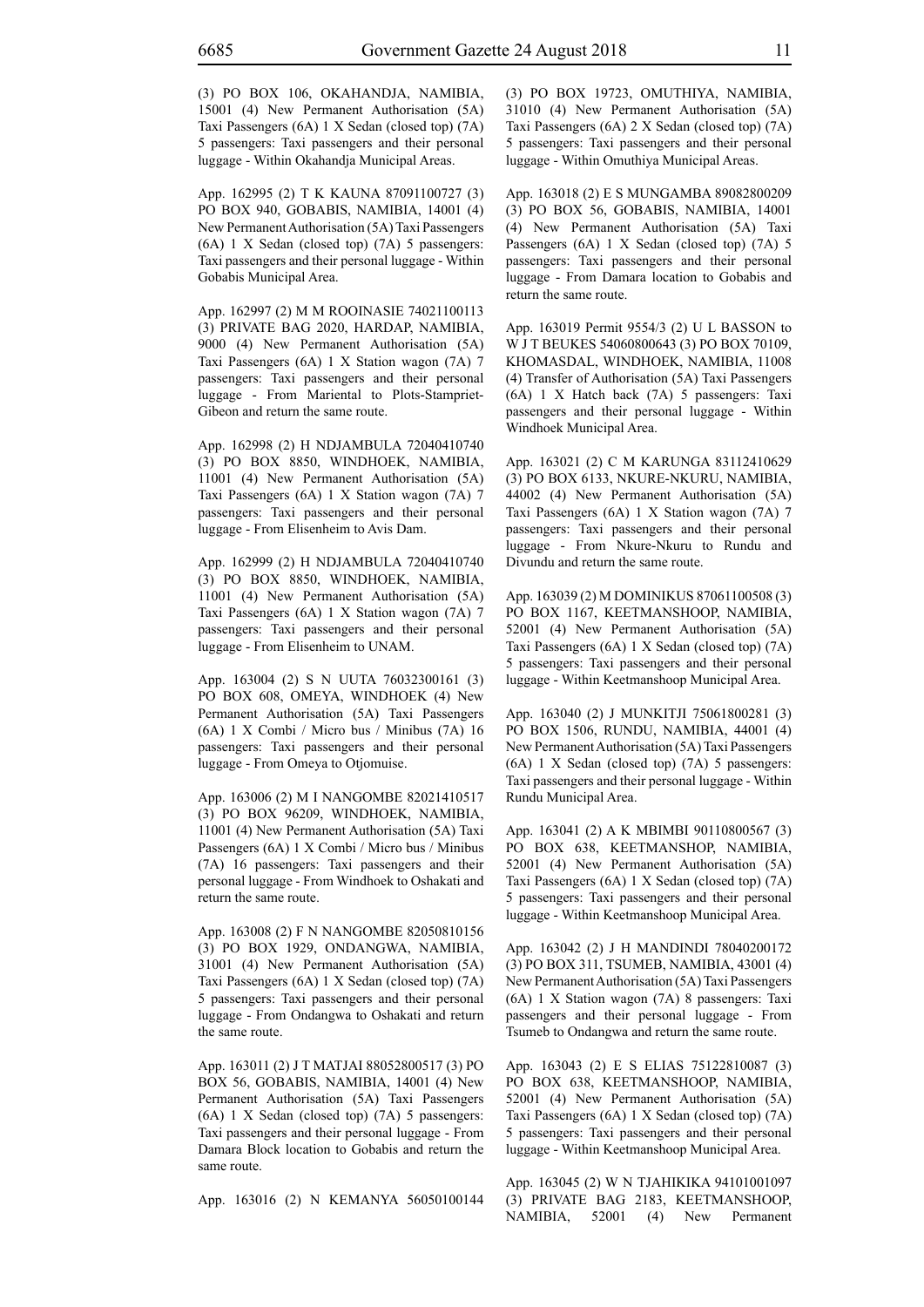(3) PO BOX 106, OKAHANDJA, NAMIBIA, 15001 (4) New Permanent Authorisation (5A) Taxi Passengers (6A) 1 X Sedan (closed top) (7A) 5 passengers: Taxi passengers and their personal luggage - Within Okahandja Municipal Areas.

App. 162995 (2) T K KAUNA 87091100727 (3) PO BOX 940, GOBABIS, NAMIBIA, 14001 (4) New Permanent Authorisation (5A) Taxi Passengers (6A) 1 X Sedan (closed top) (7A) 5 passengers: Taxi passengers and their personal luggage - Within Gobabis Municipal Area.

App. 162997 (2) M M ROOINASIE 74021100113 (3) PRIVATE BAG 2020, HARDAP, NAMIBIA, 9000 (4) New Permanent Authorisation (5A) Taxi Passengers (6A) 1 X Station wagon (7A) 7 passengers: Taxi passengers and their personal luggage - From Mariental to Plots-Stampriet-Gibeon and return the same route.

App. 162998 (2) H NDJAMBULA 72040410740 (3) PO BOX 8850, WINDHOEK, NAMIBIA, 11001 (4) New Permanent Authorisation (5A) Taxi Passengers (6A) 1 X Station wagon (7A) 7 passengers: Taxi passengers and their personal luggage - From Elisenheim to Avis Dam.

App. 162999 (2) H NDJAMBULA 72040410740 (3) PO BOX 8850, WINDHOEK, NAMIBIA, 11001 (4) New Permanent Authorisation (5A) Taxi Passengers (6A) 1 X Station wagon (7A) 7 passengers: Taxi passengers and their personal luggage - From Elisenheim to UNAM.

App. 163004 (2) S N UUTA 76032300161 (3) PO BOX 608, OMEYA, WINDHOEK (4) New Permanent Authorisation (5A) Taxi Passengers (6A) 1 X Combi / Micro bus / Minibus (7A) 16 passengers: Taxi passengers and their personal luggage - From Omeya to Otjomuise.

App. 163006 (2) M I NANGOMBE 82021410517 (3) PO BOX 96209, WINDHOEK, NAMIBIA, 11001 (4) New Permanent Authorisation (5A) Taxi Passengers (6A) 1 X Combi / Micro bus / Minibus (7A) 16 passengers: Taxi passengers and their personal luggage - From Windhoek to Oshakati and return the same route.

App. 163008 (2) F N NANGOMBE 82050810156 (3) PO BOX 1929, ONDANGWA, NAMIBIA, 31001 (4) New Permanent Authorisation (5A) Taxi Passengers (6A) 1 X Sedan (closed top) (7A) 5 passengers: Taxi passengers and their personal luggage - From Ondangwa to Oshakati and return the same route.

App. 163011 (2) J T MATJAI 88052800517 (3) PO BOX 56, GOBABIS, NAMIBIA, 14001 (4) New Permanent Authorisation (5A) Taxi Passengers (6A) 1 X Sedan (closed top) (7A) 5 passengers: Taxi passengers and their personal luggage - From Damara Block location to Gobabis and return the same route.

App. 163016 (2) N KEMANYA 56050100144 (3) PO BOX 19723, OMUTHIYA, NAMIBIA, 31010 (4) New Permanent Authorisation (5A) Taxi Passengers (6A) 2 X Sedan (closed top) (7A) 5 passengers: Taxi passengers and their personal luggage - Within Omuthiya Municipal Areas.

App. 163018 (2) E S MUNGAMBA 89082800209 (3) PO BOX 56, GOBABIS, NAMIBIA, 14001 (4) New Permanent Authorisation (5A) Taxi Passengers (6A) 1 X Sedan (closed top) (7A) 5 passengers: Taxi passengers and their personal luggage - From Damara location to Gobabis and return the same route.

App. 163019 Permit 9554/3 (2) U L BASSON to W J T BEUKES 54060800643 (3) PO BOX 70109, KHOMASDAL, WINDHOEK, NAMIBIA, 11008 (4) Transfer of Authorisation (5A) Taxi Passengers (6A) 1 X Hatch back (7A) 5 passengers: Taxi passengers and their personal luggage - Within Windhoek Municipal Area.

App. 163021 (2) C M KARUNGA 83112410629 (3) PO BOX 6133, NKURE-NKURU, NAMIBIA, 44002 (4) New Permanent Authorisation (5A) Taxi Passengers (6A) 1 X Station wagon (7A) 7 passengers: Taxi passengers and their personal luggage - From Nkure-Nkuru to Rundu and Divundu and return the same route.

App. 163039 (2) M DOMINIKUS 87061100508 (3) PO BOX 1167, KEETMANSHOOP, NAMIBIA, 52001 (4) New Permanent Authorisation (5A) Taxi Passengers (6A) 1 X Sedan (closed top) (7A) 5 passengers: Taxi passengers and their personal luggage - Within Keetmanshoop Municipal Area.

App. 163040 (2) J MUNKITJI 75061800281 (3) PO BOX 1506, RUNDU, NAMIBIA, 44001 (4) New Permanent Authorisation (5A) Taxi Passengers (6A) 1 X Sedan (closed top) (7A) 5 passengers: Taxi passengers and their personal luggage - Within Rundu Municipal Area.

App. 163041 (2) A K MBIMBI 90110800567 (3) PO BOX 638, KEETMANSHOP, NAMIBIA, 52001 (4) New Permanent Authorisation (5A) Taxi Passengers (6A) 1 X Sedan (closed top) (7A) 5 passengers: Taxi passengers and their personal luggage - Within Keetmanshoop Municipal Area.

App. 163042 (2) J H MANDINDI 78040200172 (3) PO BOX 311, TSUMEB, NAMIBIA, 43001 (4) New Permanent Authorisation (5A) Taxi Passengers (6A) 1 X Station wagon (7A) 8 passengers: Taxi passengers and their personal luggage - From Tsumeb to Ondangwa and return the same route.

App. 163043 (2) E S ELIAS 75122810087 (3) PO BOX 638, KEETMANSHOOP, NAMIBIA, 52001 (4) New Permanent Authorisation (5A) Taxi Passengers (6A) 1 X Sedan (closed top) (7A) 5 passengers: Taxi passengers and their personal luggage - Within Keetmanshoop Municipal Area.

App. 163045 (2) W N TJAHIKIKA 94101001097 (3) PRIVATE BAG 2183, KEETMANSHOOP, NAMIBIA, 52001 (4) New Permanent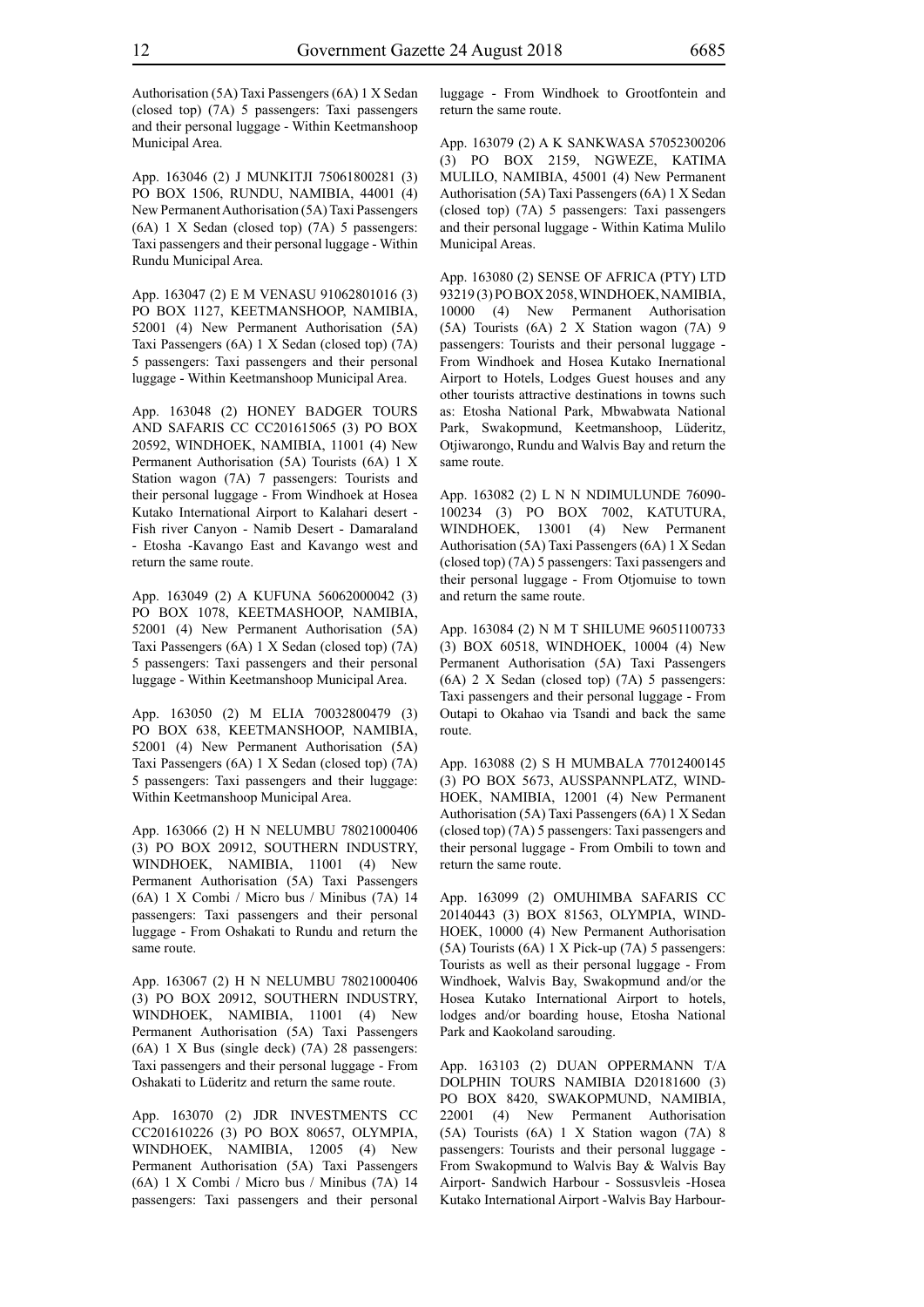Authorisation (5A) Taxi Passengers (6A) 1 X Sedan (closed top) (7A) 5 passengers: Taxi passengers and their personal luggage - Within Keetmanshoop Municipal Area.

App. 163046 (2) J MUNKITJI 75061800281 (3) PO BOX 1506, RUNDU, NAMIBIA, 44001 (4) New Permanent Authorisation (5A) Taxi Passengers (6A) 1 X Sedan (closed top) (7A) 5 passengers: Taxi passengers and their personal luggage - Within Rundu Municipal Area.

App. 163047 (2) E M VENASU 91062801016 (3) PO BOX 1127, KEETMANSHOOP, NAMIBIA, 52001 (4) New Permanent Authorisation (5A) Taxi Passengers (6A) 1 X Sedan (closed top) (7A) 5 passengers: Taxi passengers and their personal luggage - Within Keetmanshoop Municipal Area.

App. 163048 (2) HONEY BADGER TOURS AND SAFARIS CC CC201615065 (3) PO BOX 20592, WINDHOEK, NAMIBIA, 11001 (4) New Permanent Authorisation (5A) Tourists (6A) 1 X Station wagon (7A) 7 passengers: Tourists and their personal luggage - From Windhoek at Hosea Kutako International Airport to Kalahari desert - Fish river Canyon - Namib Desert - Damaraland - Etosha -Kavango East and Kavango west and return the same route.

App. 163049 (2) A KUFUNA 56062000042 (3) PO BOX 1078, KEETMASHOOP, NAMIBIA, 52001 (4) New Permanent Authorisation (5A) Taxi Passengers (6A) 1 X Sedan (closed top) (7A) 5 passengers: Taxi passengers and their personal luggage - Within Keetmanshoop Municipal Area.

App. 163050 (2) M ELIA 70032800479 (3) PO BOX 638, KEETMANSHOOP, NAMIBIA, 52001 (4) New Permanent Authorisation (5A) Taxi Passengers (6A) 1 X Sedan (closed top) (7A) 5 passengers: Taxi passengers and their luggage: Within Keetmanshoop Municipal Area.

App. 163066 (2) H N NELUMBU 78021000406 (3) PO BOX 20912, SOUTHERN INDUSTRY, WINDHOEK, NAMIBIA, 11001 (4) New Permanent Authorisation (5A) Taxi Passengers (6A) 1 X Combi / Micro bus / Minibus (7A) 14 passengers: Taxi passengers and their personal luggage - From Oshakati to Rundu and return the same route.

App. 163067 (2) H N NELUMBU 78021000406 (3) PO BOX 20912, SOUTHERN INDUSTRY, WINDHOEK, NAMIBIA, 11001 (4) New Permanent Authorisation (5A) Taxi Passengers (6A) 1 X Bus (single deck) (7A) 28 passengers: Taxi passengers and their personal luggage - From Oshakati to Lüderitz and return the same route.

App. 163070 (2) JDR INVESTMENTS CC CC201610226 (3) PO BOX 80657, OLYMPIA, WINDHOEK, NAMIBIA, 12005 (4) New Permanent Authorisation (5A) Taxi Passengers (6A) 1 X Combi / Micro bus / Minibus (7A) 14 passengers: Taxi passengers and their personal luggage - From Windhoek to Grootfontein and return the same route.

App. 163079 (2) A K SANKWASA 57052300206 (3) PO BOX 2159, NGWEZE, KATIMA MULILO, NAMIBIA, 45001 (4) New Permanent Authorisation (5A) Taxi Passengers (6A) 1 X Sedan (closed top) (7A) 5 passengers: Taxi passengers and their personal luggage - Within Katima Mulilo Municipal Areas.

App. 163080 (2) SENSE OF AFRICA (PTY) LTD 93219 (3) PO BOX 2058, WINDHOEK, NAMIBIA, 10000 (4) New Permanent Authorisation (5A) Tourists (6A) 2 X Station wagon (7A) 9 passengers: Tourists and their personal luggage - From Windhoek and Hosea Kutako Inernational Airport to Hotels, Lodges Guest houses and any other tourists attractive destinations in towns such as: Etosha National Park, Mbwabwata National Park, Swakopmund, Keetmanshoop, Lüderitz, Otjiwarongo, Rundu and Walvis Bay and return the same route.

App. 163082 (2) L N N NDIMULUNDE 76090-100234 (3) PO BOX 7002, KATUTURA, WINDHOEK, 13001 (4) New Permanent Authorisation (5A) Taxi Passengers (6A) 1 X Sedan (closed top) (7A) 5 passengers: Taxi passengers and their personal luggage - From Otjomuise to town and return the same route.

App. 163084 (2) N M T SHILUME 96051100733 (3) BOX 60518, WINDHOEK, 10004 (4) New Permanent Authorisation (5A) Taxi Passengers (6A) 2 X Sedan (closed top) (7A) 5 passengers: Taxi passengers and their personal luggage - From Outapi to Okahao via Tsandi and back the same route.

App. 163088 (2) S H MUMBALA 77012400145 (3) PO BOX 5673, AUSSPANNPLATZ, WINDHOEK, NAMIBIA, 12001 (4) New Permanent Authorisation (5A) Taxi Passengers (6A) 1 X Sedan (closed top) (7A) 5 passengers: Taxi passengers and their personal luggage - From Ombili to town and return the same route.

App. 163099 (2) OMUHIMBA SAFARIS CC 20140443 (3) BOX 81563, OLYMPIA, WINDHOEK, 10000 (4) New Permanent Authorisation (5A) Tourists (6A) 1 X Pick-up (7A) 5 passengers: Tourists as well as their personal luggage - From Windhoek, Walvis Bay, Swakopmund and/or the Hosea Kutako International Airport to hotels, lodges and/or boarding house, Etosha National Park and Kaokoland sarouding.

App. 163103 (2) DUAN OPPERMANN T/A DOLPHIN TOURS NAMIBIA D20181600 (3) PO BOX 8420, SWAKOPMUND, NAMIBIA, 22001 (4) New Permanent Authorisation (5A) Tourists (6A) 1 X Station wagon (7A) 8 passengers: Tourists and their personal luggage - From Swakopmund to Walvis Bay & Walvis Bay Airport- Sandwich Harbour - Sossusvleis -Hosea Kutako International Airport -Walvis Bay Harbour-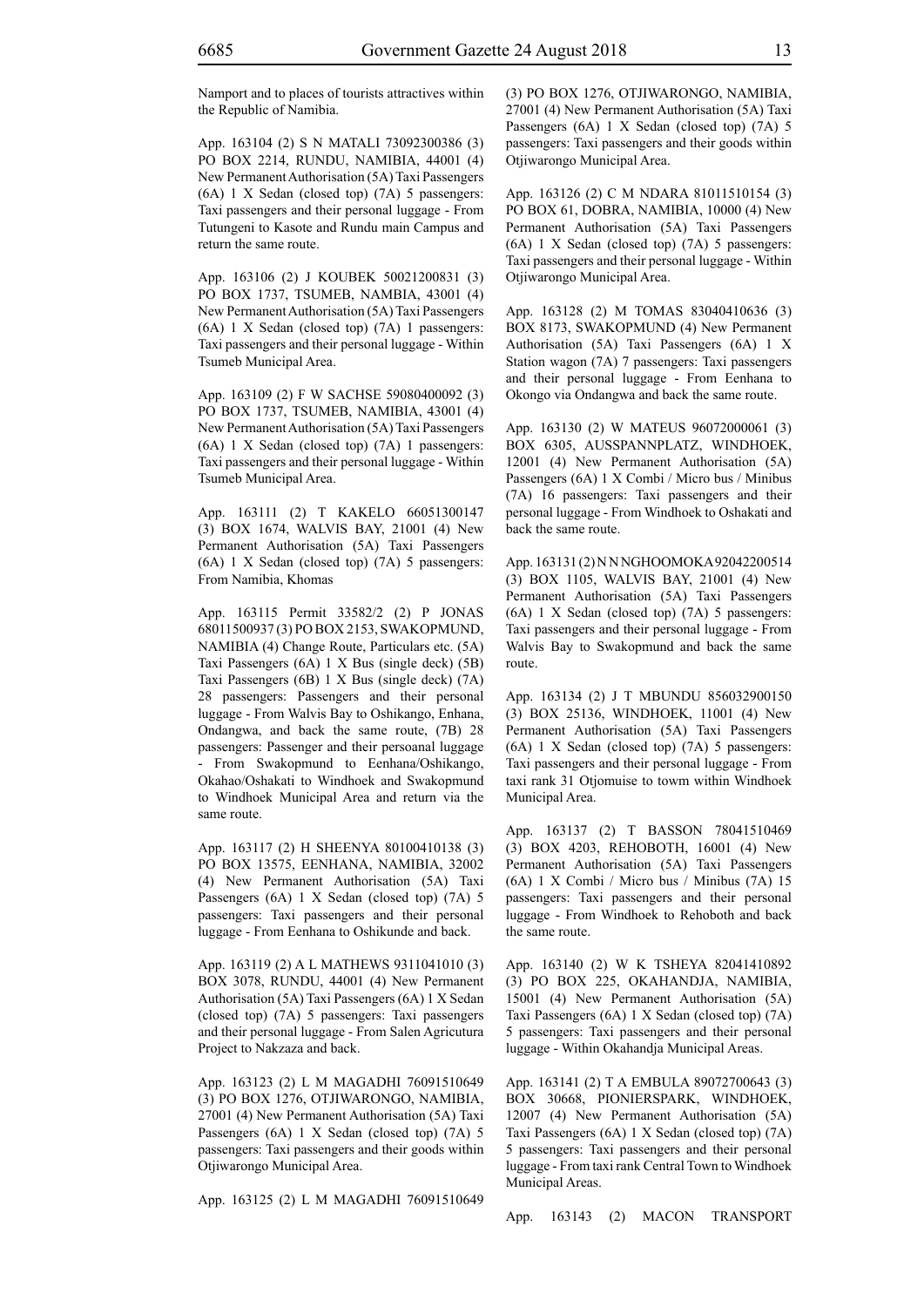Namport and to places of tourists attractives within the Republic of Namibia.

App. 163104 (2) S N MATALI 73092300386 (3) PO BOX 2214, RUNDU, NAMIBIA, 44001 (4) New Permanent Authorisation (5A) Taxi Passengers (6A) 1 X Sedan (closed top) (7A) 5 passengers: Taxi passengers and their personal luggage - From Tutungeni to Kasote and Rundu main Campus and return the same route.

App. 163106 (2) J KOUBEK 50021200831 (3) PO BOX 1737, TSUMEB, NAMBIA, 43001 (4) New Permanent Authorisation (5A) Taxi Passengers (6A) 1 X Sedan (closed top) (7A) 1 passengers: Taxi passengers and their personal luggage - Within Tsumeb Municipal Area.

App. 163109 (2) F W SACHSE 59080400092 (3) PO BOX 1737, TSUMEB, NAMIBIA, 43001 (4) New Permanent Authorisation (5A) Taxi Passengers (6A) 1 X Sedan (closed top) (7A) 1 passengers: Taxi passengers and their personal luggage - Within Tsumeb Municipal Area.

App. 163111 (2) T KAKELO 66051300147 (3) BOX 1674, WALVIS BAY, 21001 (4) New Permanent Authorisation (5A) Taxi Passengers (6A) 1 X Sedan (closed top) (7A) 5 passengers: From Namibia, Khomas

App. 163115 Permit 33582/2 (2) P JONAS 68011500937 (3) PO BOX 2153, SWAKOPMUND, NAMIBIA (4) Change Route, Particulars etc. (5A) Taxi Passengers (6A) 1 X Bus (single deck) (5B) Taxi Passengers (6B) 1 X Bus (single deck) (7A) 28 passengers: Passengers and their personal luggage - From Walvis Bay to Oshikango, Enhana, Ondangwa, and back the same route, (7B) 28 passengers: Passenger and their persoanal luggage - From Swakopmund to Eenhana/Oshikango, Okahao/Oshakati to Windhoek and Swakopmund to Windhoek Municipal Area and return via the same route.

App. 163117 (2) H SHEENYA 80100410138 (3) PO BOX 13575, EENHANA, NAMIBIA, 32002 (4) New Permanent Authorisation (5A) Taxi Passengers (6A) 1 X Sedan (closed top) (7A) 5 passengers: Taxi passengers and their personal luggage - From Eenhana to Oshikunde and back.

App. 163119 (2) A L MATHEWS 9311041010 (3) BOX 3078, RUNDU, 44001 (4) New Permanent Authorisation (5A) Taxi Passengers (6A) 1 X Sedan (closed top) (7A) 5 passengers: Taxi passengers and their personal luggage - From Salen Agricutura Project to Nakzaza and back.

App. 163123 (2) L M MAGADHI 76091510649 (3) PO BOX 1276, OTJIWARONGO, NAMIBIA, 27001 (4) New Permanent Authorisation (5A) Taxi Passengers (6A) 1 X Sedan (closed top) (7A) 5 passengers: Taxi passengers and their goods within Otjiwarongo Municipal Area.

App. 163125 (2) L M MAGADHI 76091510649 (3) PO BOX 1276, OTJIWARONGO, NAMIBIA, 27001 (4) New Permanent Authorisation (5A) Taxi Passengers (6A) 1 X Sedan (closed top) (7A) 5 passengers: Taxi passengers and their goods within Otjiwarongo Municipal Area.

App. 163126 (2) C M NDARA 81011510154 (3) PO BOX 61, DOBRA, NAMIBIA, 10000 (4) New Permanent Authorisation (5A) Taxi Passengers (6A) 1 X Sedan (closed top) (7A) 5 passengers: Taxi passengers and their personal luggage - Within Otjiwarongo Municipal Area.

App. 163128 (2) M TOMAS 83040410636 (3) BOX 8173, SWAKOPMUND (4) New Permanent Authorisation (5A) Taxi Passengers (6A) 1 X Station wagon (7A) 7 passengers: Taxi passengers and their personal luggage - From Eenhana to Okongo via Ondangwa and back the same route.

App. 163130 (2) W MATEUS 96072000061 (3) BOX 6305, AUSSPANNPLATZ, WINDHOEK, 12001 (4) New Permanent Authorisation (5A) Passengers (6A) 1 X Combi / Micro bus / Minibus (7A) 16 passengers: Taxi passengers and their personal luggage - From Windhoek to Oshakati and back the same route.

App. 163131 (2) N N NGHOOMOKA 92042200514 (3) BOX 1105, WALVIS BAY, 21001 (4) New Permanent Authorisation (5A) Taxi Passengers (6A) 1 X Sedan (closed top) (7A) 5 passengers: Taxi passengers and their personal luggage - From Walvis Bay to Swakopmund and back the same route.

App. 163134 (2) J T MBUNDU 856032900150 (3) BOX 25136, WINDHOEK, 11001 (4) New Permanent Authorisation (5A) Taxi Passengers (6A) 1 X Sedan (closed top) (7A) 5 passengers: Taxi passengers and their personal luggage - From taxi rank 31 Otjomuise to towm within Windhoek Municipal Area.

App. 163137 (2) T BASSON 78041510469 (3) BOX 4203, REHOBOTH, 16001 (4) New Permanent Authorisation (5A) Taxi Passengers (6A) 1 X Combi / Micro bus / Minibus (7A) 15 passengers: Taxi passengers and their personal luggage - From Windhoek to Rehoboth and back the same route.

App. 163140 (2) W K TSHEYA 82041410892 (3) PO BOX 225, OKAHANDJA, NAMIBIA, 15001 (4) New Permanent Authorisation (5A) Taxi Passengers (6A) 1 X Sedan (closed top) (7A) 5 passengers: Taxi passengers and their personal luggage - Within Okahandja Municipal Areas.

App. 163141 (2) T A EMBULA 89072700643 (3) BOX 30668, PIONIERSPARK, WINDHOEK, 12007 (4) New Permanent Authorisation (5A) Taxi Passengers (6A) 1 X Sedan (closed top) (7A) 5 passengers: Taxi passengers and their personal luggage - From taxi rank Central Town to Windhoek Municipal Areas.

App. 163143 (2) MACON TRANSPORT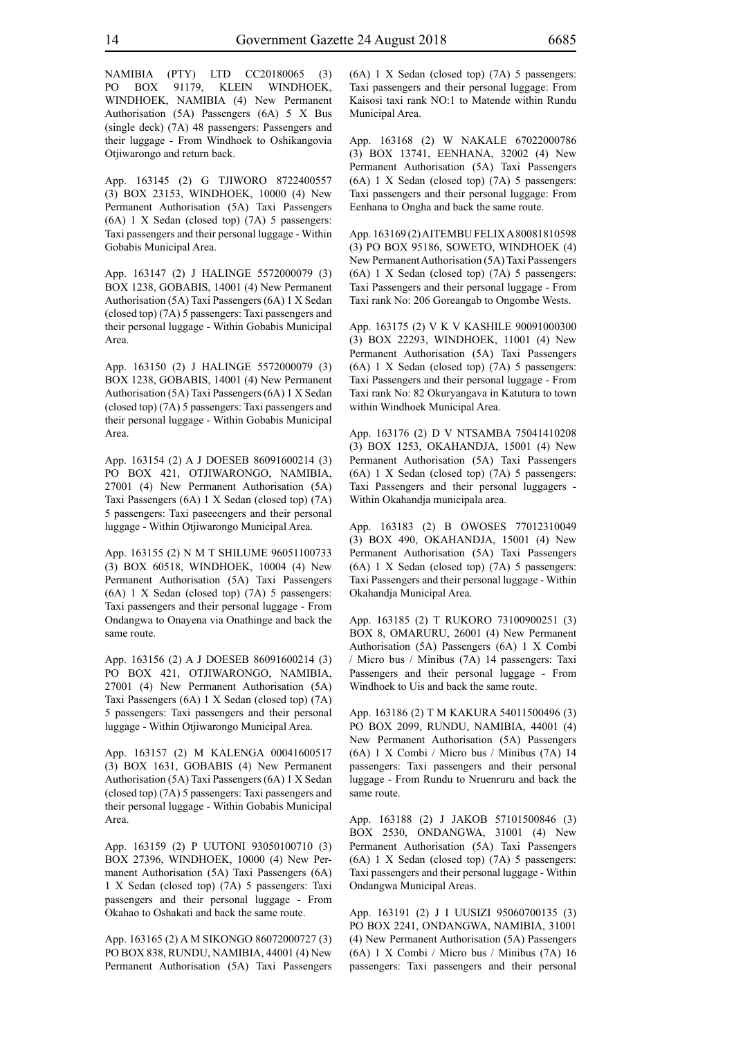NAMIBIA (PTY) LTD CC20180065 (3) PO BOX 91179, KLEIN WINDHOEK, WINDHOEK, NAMIBIA (4) New Permanent Authorisation (5A) Passengers (6A) 5 X Bus (single deck) (7A) 48 passengers: Passengers and their luggage - From Windhoek to Oshikangovia Otjiwarongo and return back.

App. 163145 (2) G TJIWORO 8722400557 (3) BOX 23153, WINDHOEK, 10000 (4) New Permanent Authorisation (5A) Taxi Passengers (6A) 1 X Sedan (closed top) (7A) 5 passengers: Taxi passengers and their personal luggage - Within Gobabis Municipal Area.

App. 163147 (2) J HALINGE 5572000079 (3) BOX 1238, GOBABIS, 14001 (4) New Permanent Authorisation (5A) Taxi Passengers (6A) 1 X Sedan (closed top) (7A) 5 passengers: Taxi passengers and their personal luggage - Within Gobabis Municipal Area.

App. 163150 (2) J HALINGE 5572000079 (3) BOX 1238, GOBABIS, 14001 (4) New Permanent Authorisation (5A) Taxi Passengers (6A) 1 X Sedan (closed top) (7A) 5 passengers: Taxi passengers and their personal luggage - Within Gobabis Municipal Area.

App. 163154 (2) A J DOESEB 86091600214 (3) PO BOX 421, OTJIWARONGO, NAMIBIA, 27001 (4) New Permanent Authorisation (5A) Taxi Passengers (6A) 1 X Sedan (closed top) (7A) 5 passengers: Taxi paseeengers and their personal luggage - Within Otjiwarongo Municipal Area.

App. 163155 (2) N M T SHILUME 96051100733 (3) BOX 60518, WINDHOEK, 10004 (4) New Permanent Authorisation (5A) Taxi Passengers (6A) 1 X Sedan (closed top) (7A) 5 passengers: Taxi passengers and their personal luggage - From Ondangwa to Onayena via Onathinge and back the same route.

App. 163156 (2) A J DOESEB 86091600214 (3) PO BOX 421, OTJIWARONGO, NAMIBIA, 27001 (4) New Permanent Authorisation (5A) Taxi Passengers (6A) 1 X Sedan (closed top) (7A) 5 passengers: Taxi passengers and their personal luggage - Within Otjiwarongo Municipal Area.

App. 163157 (2) M KALENGA 00041600517 (3) BOX 1631, GOBABIS (4) New Permanent Authorisation (5A) Taxi Passengers (6A) 1 X Sedan (closed top) (7A) 5 passengers: Taxi passengers and their personal luggage - Within Gobabis Municipal Area.

App. 163159 (2) P UUTONI 93050100710 (3) BOX 27396, WINDHOEK, 10000 (4) New Permanent Authorisation (5A) Taxi Passengers (6A) 1 X Sedan (closed top) (7A) 5 passengers: Taxi passengers and their personal luggage - From Okahao to Oshakati and back the same route.

App. 163165 (2) A M SIKONGO 86072000727 (3) PO BOX 838, RUNDU, NAMIBIA, 44001 (4) New Permanent Authorisation (5A) Taxi Passengers (6A) 1 X Sedan (closed top) (7A) 5 passengers: Taxi passengers and their personal luggage: From Kaisosi taxi rank NO:1 to Matende within Rundu Municipal Area.

App. 163168 (2) W NAKALE 67022000786 (3) BOX 13741, EENHANA, 32002 (4) New Permanent Authorisation (5A) Taxi Passengers (6A) 1 X Sedan (closed top) (7A) 5 passengers: Taxi passengers and their personal luggage: From Eenhana to Ongha and back the same route.

App. 163169 (2) AITEMBU FELIX A 80081810598 (3) PO BOX 95186, SOWETO, WINDHOEK (4) New Permanent Authorisation (5A) Taxi Passengers (6A) 1 X Sedan (closed top) (7A) 5 passengers: Taxi Passengers and their personal luggage - From Taxi rank No: 206 Goreangab to Ongombe Wests.

App. 163175 (2) V K V KASHILE 90091000300 (3) BOX 22293, WINDHOEK, 11001 (4) New Permanent Authorisation (5A) Taxi Passengers (6A) 1 X Sedan (closed top) (7A) 5 passengers: Taxi Passengers and their personal luggage - From Taxi rank No: 82 Okuryangava in Katutura to town within Windhoek Municipal Area.

App. 163176 (2) D V NTSAMBA 75041410208 (3) BOX 1253, OKAHANDJA, 15001 (4) New Permanent Authorisation (5A) Taxi Passengers (6A) 1 X Sedan (closed top) (7A) 5 passengers: Taxi Passengers and their personal luggagers - Within Okahandja municipala area.

App. 163183 (2) B OWOSES 77012310049 (3) BOX 490, OKAHANDJA, 15001 (4) New Permanent Authorisation (5A) Taxi Passengers (6A) 1 X Sedan (closed top) (7A) 5 passengers: Taxi Passengers and their personal luggage - Within Okahandja Municipal Area.

App. 163185 (2) T RUKORO 73100900251 (3) BOX 8, OMARURU, 26001 (4) New Permanent Authorisation (5A) Passengers (6A) 1 X Combi / Micro bus / Minibus (7A) 14 passengers: Taxi Passengers and their personal luggage - From Windhoek to Uis and back the same route.

App. 163186 (2) T M KAKURA 54011500496 (3) PO BOX 2099, RUNDU, NAMIBIA, 44001 (4) New Permanent Authorisation (5A) Passengers (6A) 1 X Combi / Micro bus / Minibus (7A) 14 passengers: Taxi passengers and their personal luggage - From Rundu to Nruenruru and back the same route.

App. 163188 (2) J JAKOB 57101500846 (3) BOX 2530, ONDANGWA, 31001 (4) New Permanent Authorisation (5A) Taxi Passengers (6A) 1 X Sedan (closed top) (7A) 5 passengers: Taxi passengers and their personal luggage - Within Ondangwa Municipal Areas.

App. 163191 (2) J I UUSIZI 95060700135 (3) PO BOX 2241, ONDANGWA, NAMIBIA, 31001 (4) New Permanent Authorisation (5A) Passengers (6A) 1 X Combi / Micro bus / Minibus (7A) 16 passengers: Taxi passengers and their personal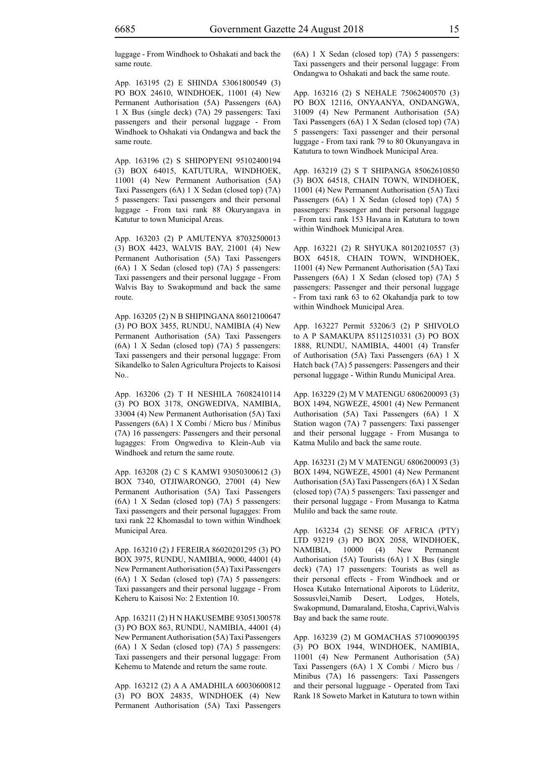luggage - From Windhoek to Oshakati and back the same route.

App. 163195 (2) E SHINDA 53061800549 (3) PO BOX 24610, WINDHOEK, 11001 (4) New Permanent Authorisation (5A) Passengers (6A) 1 X Bus (single deck) (7A) 29 passengers: Taxi passengers and their personal luggage - From Windhoek to Oshakati via Ondangwa and back the same route.

App. 163196 (2) S SHIPOPYENI 95102400194 (3) BOX 64015, KATUTURA, WINDHOEK, 11001 (4) New Permanent Authorisation (5A) Taxi Passengers (6A) 1 X Sedan (closed top) (7A) 5 passengers: Taxi passengers and their personal luggage - From taxi rank 88 Okuryangava in Katutur to town Municipal Areas.

App. 163203 (2) P AMUTENYA 87032500013 (3) BOX 4423, WALVIS BAY, 21001 (4) New Permanent Authorisation (5A) Taxi Passengers (6A) 1 X Sedan (closed top) (7A) 5 passengers: Taxi passengers and their personal luggage - From Walvis Bay to Swakopmund and back the same route.

App. 163205 (2) N B SHIPINGANA 86012100647 (3) PO BOX 3455, RUNDU, NAMIBIA (4) New Permanent Authorisation (5A) Taxi Passengers (6A) 1 X Sedan (closed top) (7A) 5 passengers: Taxi passengers and their personal luggage: From Sikandelko to Salen Agricultura Projects to Kaisosi No..

App. 163206 (2) T H NESHILA 76082410114 (3) PO BOX 3178, ONGWEDIVA, NAMIBIA, 33004 (4) New Permanent Authorisation (5A) Taxi Passengers (6A) 1 X Combi / Micro bus / Minibus (7A) 16 passengers: Passengers and their personal lugagges: From Ongwediva to Klein-Aub via Windhoek and return the same route.

App. 163208 (2) C S KAMWI 93050300612 (3) BOX 7340, OTJIWARONGO, 27001 (4) New Permanent Authorisation (5A) Taxi Passengers (6A) 1 X Sedan (closed top) (7A) 5 passengers: Taxi passengers and their personal lugagges: From taxi rank 22 Khomasdal to town within Windhoek Municipal Area.

App. 163210 (2) J FEREIRA 86020201295 (3) PO BOX 3975, RUNDU, NAMIBIA, 9000, 44001 (4) New Permanent Authorisation (5A) Taxi Passengers (6A) 1 X Sedan (closed top) (7A) 5 passengers: Taxi passangers and their personal luggage - From Keheru to Kaisosi No: 2 Extention 10.

App. 163211 (2) H N HAKUSEMBE 93051300578 (3) PO BOX 863, RUNDU, NAMIBIA, 44001 (4) New Permanent Authorisation (5A) Taxi Passengers (6A) 1 X Sedan (closed top) (7A) 5 passengers: Taxi passengers and their personal luggage: From Kehemu to Matende and return the same route.

App. 163212 (2) A A AMADHILA 60030600812 (3) PO BOX 24835, WINDHOEK (4) New Permanent Authorisation (5A) Taxi Passengers (6A) 1 X Sedan (closed top) (7A) 5 passengers: Taxi passengers and their personal luggage: From Ondangwa to Oshakati and back the same route.

App. 163216 (2) S NEHALE 75062400570 (3) PO BOX 12116, ONYAANYA, ONDANGWA, 31009 (4) New Permanent Authorisation (5A) Taxi Passengers (6A) 1 X Sedan (closed top) (7A) 5 passengers: Taxi passenger and their personal luggage - From taxi rank 79 to 80 Okunyangava in Katutura to town Windhoek Municipal Area.

App. 163219 (2) S T SHIPANGA 85062610850 (3) BOX 64518, CHAIN TOWN, WINDHOEK, 11001 (4) New Permanent Authorisation (5A) Taxi Passengers (6A) 1 X Sedan (closed top) (7A) 5 passengers: Passenger and their personal luggage - From taxi rank 153 Havana in Katutura to town within Windhoek Municipal Area.

App. 163221 (2) R SHYUKA 80120210557 (3) BOX 64518, CHAIN TOWN, WINDHOEK, 11001 (4) New Permanent Authorisation (5A) Taxi Passengers (6A) 1 X Sedan (closed top) (7A) 5 passengers: Passenger and their personal luggage - From taxi rank 63 to 62 Okahandja park to tow within Windhoek Municipal Area.

App. 163227 Permit 53206/3 (2) P SHIVOLO to A P SAMAKUPA 85112510331 (3) PO BOX 1888, RUNDU, NAMIBIA, 44001 (4) Transfer of Authorisation (5A) Taxi Passengers (6A) 1 X Hatch back (7A) 5 passengers: Passengers and their personal luggage - Within Rundu Municipal Area.

App. 163229 (2) M V MATENGU 6806200093 (3) BOX 1494, NGWEZE, 45001 (4) New Permanent Authorisation (5A) Taxi Passengers (6A) 1 X Station wagon (7A) 7 passengers: Taxi passenger and their personal luggage - From Musanga to Katma Mulilo and back the same route.

App. 163231 (2) M V MATENGU 6806200093 (3) BOX 1494, NGWEZE, 45001 (4) New Permanent Authorisation (5A) Taxi Passengers (6A) 1 X Sedan (closed top) (7A) 5 passengers: Taxi passenger and their personal luggage - From Musanga to Katma Mulilo and back the same route.

App. 163234 (2) SENSE OF AFRICA (PTY) LTD 93219 (3) PO BOX 2058, WINDHOEK, NAMIBIA, 10000 (4) New Permanent Authorisation (5A) Tourists (6A) 1 X Bus (single deck) (7A) 17 passengers: Tourists as well as their personal effects - From Windhoek and or Hosea Kutako International Aiporots to Lüderitz, Sossusvlei,Namib Desert, Lodges, Hotels, Swakopmund, Damaraland, Etosha, Caprivi,Walvis Bay and back the same route.

App. 163239 (2) M GOMACHAS 57100900395 (3) PO BOX 1944, WINDHOEK, NAMIBIA, 11001 (4) New Permanent Authorisation (5A) Taxi Passengers (6A) 1 X Combi / Micro bus / Minibus (7A) 16 passengers: Taxi passengers and their personal lugguage - Operated from Taxi Rank 18 Soweto Market in Katutura to town within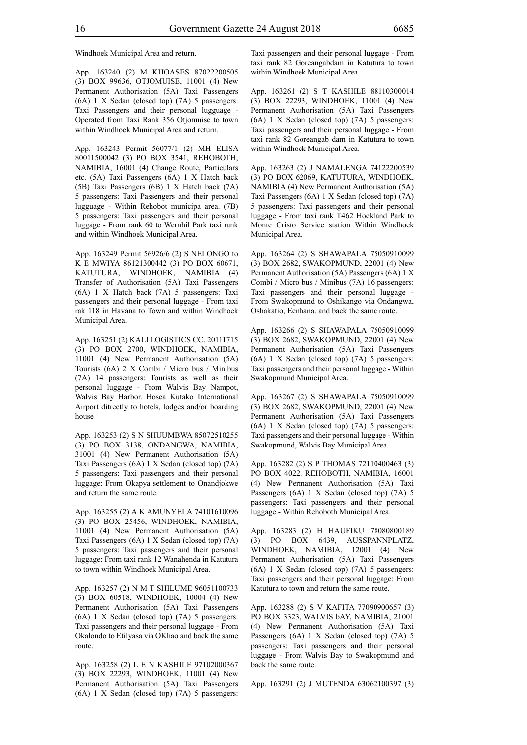Windhoek Municipal Area and return.

App. 163240 (2) M KHOASES 87022200505 (3) BOX 99636, OTJOMUISE, 11001 (4) New Permanent Authorisation (5A) Taxi Passengers (6A) 1 X Sedan (closed top) (7A) 5 passengers: Taxi Passengers and their personal lugguage - Operated from Taxi Rank 356 Otjomuise to town within Windhoek Municipal Area and return.

App. 163243 Permit 56077/1 (2) MH ELISA 80011500042 (3) PO BOX 3541, REHOBOTH, NAMIBIA, 16001 (4) Change Route, Particulars etc. (5A) Taxi Passengers (6A) 1 X Hatch back (5B) Taxi Passengers (6B) 1 X Hatch back (7A) 5 passengers: Taxi Passengers and their personal lugguage - Within Rehobot municipa area. (7B) 5 passengers: Taxi passengers and their personal luggage - From rank 60 to Wernhil Park taxi rank and within Windhoek Municipal Area.

App. 163249 Permit 56926/6 (2) S NELONGO to K E MWIYA 86121300442 (3) PO BOX 60671, KATUTURA, WINDHOEK, NAMIBIA (4) Transfer of Authorisation (5A) Taxi Passengers (6A) 1 X Hatch back (7A) 5 passengers: Taxi passengers and their personal luggage - From taxi rak 118 in Havana to Town and within Windhoek Municipal Area.

App. 163251 (2) KALI LOGISTICS CC. 20111715 (3) PO BOX 2700, WINDHOEK, NAMIBIA, 11001 (4) New Permanent Authorisation (5A) Tourists (6A) 2 X Combi / Micro bus / Minibus (7A) 14 passengers: Tourists as well as their personal luggage - From Walvis Bay Nampot, Walvis Bay Harbor. Hosea Kutako International Airport ditrectly to hotels, lodges and/or boarding house

App. 163253 (2) S N SHUUMBWA 85072510255 (3) PO BOX 3138, ONDANGWA, NAMIBIA, 31001 (4) New Permanent Authorisation (5A) Taxi Passengers (6A) 1 X Sedan (closed top) (7A) 5 passengers: Taxi passengers and their personal luggage: From Okapya settlement to Onandjokwe and return the same route.

App. 163255 (2) A K AMUNYELA 74101610096 (3) PO BOX 25456, WINDHOEK, NAMIBIA, 11001 (4) New Permanent Authorisation (5A) Taxi Passengers (6A) 1 X Sedan (closed top) (7A) 5 passengers: Taxi passengers and their personal luggage: From taxi rank 12 Wanahenda in Katutura to town within Windhoek Municipal Area.

App. 163257 (2) N M T SHILUME 96051100733 (3) BOX 60518, WINDHOEK, 10004 (4) New Permanent Authorisation (5A) Taxi Passengers (6A) 1 X Sedan (closed top) (7A) 5 passengers: Taxi passengers and their personal luggage - From Okalondo to Etilyasa via OKhao and back the same route.

App. 163258 (2) L E N KASHILE 97102000367 (3) BOX 22293, WINDHOEK, 11001 (4) New Permanent Authorisation (5A) Taxi Passengers (6A) 1 X Sedan (closed top) (7A) 5 passengers: Taxi passengers and their personal luggage - From taxi rank 82 Goreangabdam in Katutura to town within Windhoek Municipal Area.

App. 163261 (2) S T KASHILE 88110300014 (3) BOX 22293, WINDHOEK, 11001 (4) New Permanent Authorisation (5A) Taxi Passengers (6A) 1 X Sedan (closed top) (7A) 5 passengers: Taxi passengers and their personal luggage - From taxi rank 82 Goreangab dam in Katutura to town within Windhoek Municipal Area.

App. 163263 (2) J NAMALENGA 74122200539 (3) PO BOX 62069, KATUTURA, WINDHOEK, NAMIBIA (4) New Permanent Authorisation (5A) Taxi Passengers (6A) 1 X Sedan (closed top) (7A) 5 passengers: Taxi passengers and their personal luggage - From taxi rank T462 Hockland Park to Monte Cristo Service station Within Windhoek Municipal Area.

App. 163264 (2) S SHAWAPALA 75050910099 (3) BOX 2682, SWAKOPMUND, 22001 (4) New Permanent Authorisation (5A) Passengers (6A) 1 X Combi / Micro bus / Minibus (7A) 16 passengers: Taxi passengers and their personal luggage - From Swakopmund to Oshikango via Ondangwa, Oshakatio, Eenhana. and back the same route.

App. 163266 (2) S SHAWAPALA 75050910099 (3) BOX 2682, SWAKOPMUND, 22001 (4) New Permanent Authorisation (5A) Taxi Passengers (6A) 1 X Sedan (closed top) (7A) 5 passengers: Taxi passengers and their personal luggage - Within Swakopmund Municipal Area.

App. 163267 (2) S SHAWAPALA 75050910099 (3) BOX 2682, SWAKOPMUND, 22001 (4) New Permanent Authorisation (5A) Taxi Passengers (6A) 1 X Sedan (closed top) (7A) 5 passengers: Taxi passengers and their personal luggage - Within Swakopmund, Walvis Bay Municipal Area.

App. 163282 (2) S P THOMAS 72110400463 (3) PO BOX 4022, REHOBOTH, NAMIBIA, 16001 (4) New Permanent Authorisation (5A) Taxi Passengers (6A) 1 X Sedan (closed top) (7A) 5 passengers: Taxi passengers and their personal luggage - Within Rehoboth Municipal Area.

App. 163283 (2) H HAUFIKU 78080800189 (3) PO BOX 6439, AUSSPANNPLATZ, WINDHOEK, NAMIBIA, 12001 (4) New Permanent Authorisation (5A) Taxi Passengers (6A) 1 X Sedan (closed top) (7A) 5 passengers: Taxi passengers and their personal luggage: From Katutura to town and return the same route.

App. 163288 (2) S V KAFITA 77090900657 (3) PO BOX 3323, WALVIS bAY, NAMIBIA, 21001 (4) New Permanent Authorisation (5A) Taxi Passengers (6A) 1 X Sedan (closed top) (7A) 5 passengers: Taxi passengers and their personal luggage - From Walvis Bay to Swakopmund and back the same route.

App. 163291 (2) J MUTENDA 63062100397 (3)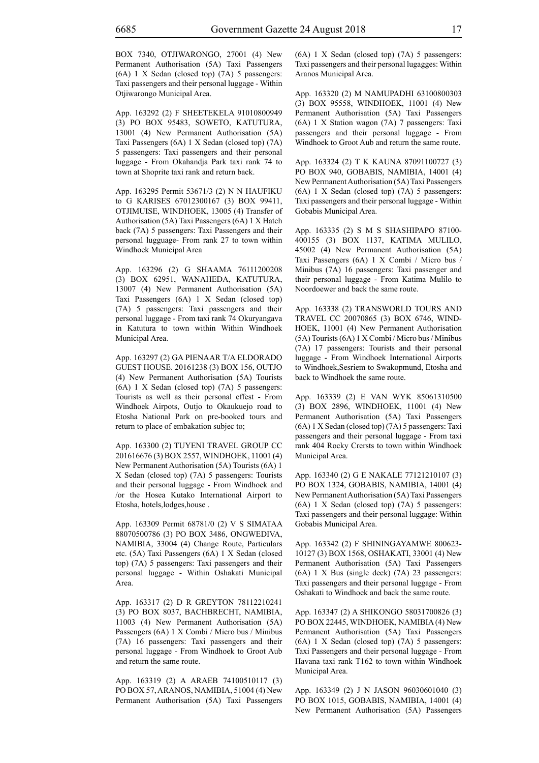BOX 7340, OTJIWARONGO, 27001 (4) New Permanent Authorisation (5A) Taxi Passengers (6A) 1 X Sedan (closed top) (7A) 5 passengers: Taxi passengers and their personal luggage - Within Otjiwarongo Municipal Area.

App. 163292 (2) F SHEETEKELA 91010800949 (3) PO BOX 95483, SOWETO, KATUTURA, 13001 (4) New Permanent Authorisation (5A) Taxi Passengers (6A) 1 X Sedan (closed top) (7A) 5 passengers: Taxi passengers and their personal luggage - From Okahandja Park taxi rank 74 to town at Shoprite taxi rank and return back.

App. 163295 Permit 53671/3 (2) N N HAUFIKU to G KARISES 67012300167 (3) BOX 99411, OTJIMUISE, WINDHOEK, 13005 (4) Transfer of Authorisation (5A) Taxi Passengers (6A) 1 X Hatch back (7A) 5 passengers: Taxi Passengers and their personal lugguage- From rank 27 to town within Windhoek Municipal Area

App. 163296 (2) G SHAAMA 76111200208 (3) BOX 62951, WANAHEDA, KATUTURA, 13007 (4) New Permanent Authorisation (5A) Taxi Passengers (6A) 1 X Sedan (closed top) (7A) 5 passengers: Taxi passengers and their personal luggage - From taxi rank 74 Okuryangava in Katutura to town within Within Windhoek Municipal Area.

App. 163297 (2) GA PIENAAR T/A ELDORADO GUEST HOUSE. 20161238 (3) BOX 156, OUTJO (4) New Permanent Authorisation (5A) Tourists (6A) 1 X Sedan (closed top) (7A) 5 passengers: Tourists as well as their personal effest - From Windhoek Airpots, Outjo to Okaukuejo road to Etosha National Park on pre-booked tours and return to place of embakation subjec to;

App. 163300 (2) TUYENI TRAVEL GROUP CC 201616676 (3) BOX 2557, WINDHOEK, 11001 (4) New Permanent Authorisation (5A) Tourists (6A) 1 X Sedan (closed top) (7A) 5 passengers: Tourists and their personal luggage - From Windhoek and /or the Hosea Kutako International Airport to Etosha, hotels,lodges,house .

App. 163309 Permit 68781/0 (2) V S SIMATAA 88070500786 (3) PO BOX 3486, ONGWEDIVA, NAMIBIA, 33004 (4) Change Route, Particulars etc. (5A) Taxi Passengers (6A) 1 X Sedan (closed top) (7A) 5 passengers: Taxi passengers and their personal luggage - Within Oshakati Municipal Area.

App. 163317 (2) D R GREYTON 78112210241 (3) PO BOX 8037, BACHBRECHT, NAMIBIA, 11003 (4) New Permanent Authorisation (5A) Passengers (6A) 1 X Combi / Micro bus / Minibus (7A) 16 passengers: Taxi passengers and their personal luggage - From Windhoek to Groot Aub and return the same route.

App. 163319 (2) A ARAEB 74100510117 (3) PO BOX 57, ARANOS, NAMIBIA, 51004 (4) New Permanent Authorisation (5A) Taxi Passengers (6A) 1 X Sedan (closed top) (7A) 5 passengers: Taxi passengers and their personal lugagges: Within Aranos Municipal Area.

App. 163320 (2) M NAMUPADHI 63100800303 (3) BOX 95558, WINDHOEK, 11001 (4) New Permanent Authorisation (5A) Taxi Passengers (6A) 1 X Station wagon (7A) 7 passengers: Taxi passengers and their personal luggage - From Windhoek to Groot Aub and return the same route.

App. 163324 (2) T K KAUNA 87091100727 (3) PO BOX 940, GOBABIS, NAMIBIA, 14001 (4) New Permanent Authorisation (5A) Taxi Passengers (6A) 1 X Sedan (closed top) (7A) 5 passengers: Taxi passengers and their personal luggage - Within Gobabis Municipal Area.

App. 163335 (2) S M S SHASHIPAPO 87100-400155 (3) BOX 1137, KATIMA MULILO, 45002 (4) New Permanent Authorisation (5A) Taxi Passengers (6A) 1 X Combi / Micro bus / Minibus (7A) 16 passengers: Taxi passenger and their personal luggage - From Katima Mulilo to Noordoewer and back the same route.

App. 163338 (2) TRANSWORLD TOURS AND TRAVEL CC 20070865 (3) BOX 6746, WIND-HOEK, 11001 (4) New Permanent Authorisation (5A) Tourists (6A) 1 X Combi / Micro bus / Minibus (7A) 17 passengers: Tourists and their personal luggage - From Windhoek International Airports to Windhoek,Sesriem to Swakopmund, Etosha and back to Windhoek the same route.

App. 163339 (2) E VAN WYK 85061310500 (3) BOX 2896, WINDHOEK, 11001 (4) New Permanent Authorisation (5A) Taxi Passengers (6A) 1 X Sedan (closed top) (7A) 5 passengers: Taxi passengers and their personal luggage - From taxi rank 404 Rocky Crersts to town within Windhoek Municipal Area.

App. 163340 (2) G E NAKALE 77121210107 (3) PO BOX 1324, GOBABIS, NAMIBIA, 14001 (4) New Permanent Authorisation (5A) Taxi Passengers (6A) 1 X Sedan (closed top) (7A) 5 passengers: Taxi passengers and their personal luggage: Within Gobabis Municipal Area.

App. 163342 (2) F SHININGAYAMWE 800623-10127 (3) BOX 1568, OSHAKATI, 33001 (4) New Permanent Authorisation (5A) Taxi Passengers (6A) 1 X Bus (single deck) (7A) 23 passengers: Taxi passengers and their personal luggage - From Oshakati to Windhoek and back the same route.

App. 163347 (2) A SHIKONGO 58031700826 (3) PO BOX 22445, WINDHOEK, NAMIBIA (4) New Permanent Authorisation (5A) Taxi Passengers (6A) 1 X Sedan (closed top) (7A) 5 passengers: Taxi Passengers and their personal luggage - From Havana taxi rank T162 to town within Windhoek Municipal Area.

App. 163349 (2) J N JASON 96030601040 (3) PO BOX 1015, GOBABIS, NAMIBIA, 14001 (4) New Permanent Authorisation (5A) Passengers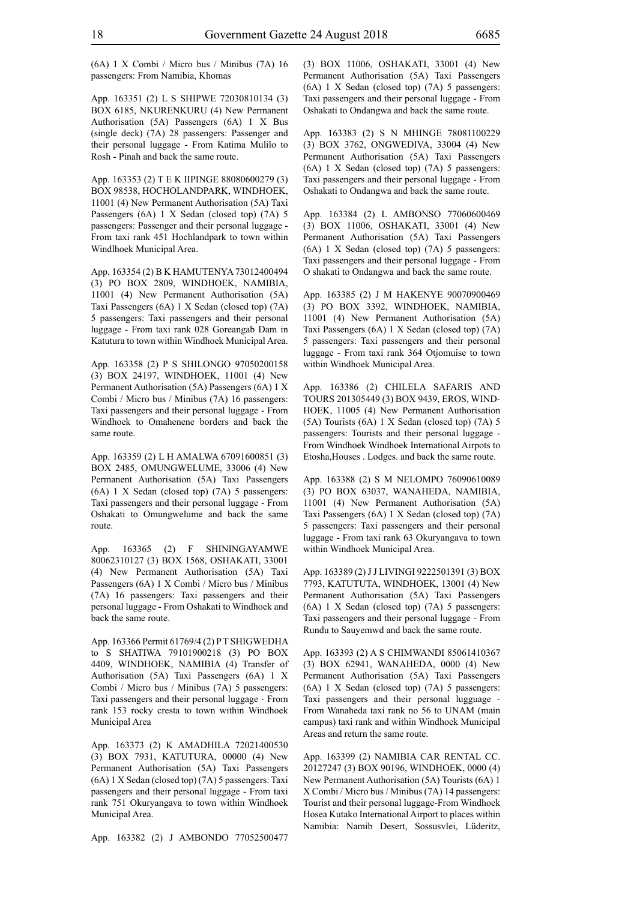(6A) 1 X Combi / Micro bus / Minibus (7A) 16 passengers: From Namibia, Khomas

App. 163351 (2) L S SHIPWE 72030810134 (3) BOX 6185, NKURENKURU (4) New Permanent Authorisation (5A) Passengers (6A) 1 X Bus (single deck) (7A) 28 passengers: Passenger and their personal luggage - From Katima Mulilo to Rosh - Pinah and back the same route.

App. 163353 (2) T E K IIPINGE 88080600279 (3) BOX 98538, HOCHOLANDPARK, WINDHOEK, 11001 (4) New Permanent Authorisation (5A) Taxi Passengers (6A) 1 X Sedan (closed top) (7A) 5 passengers: Passenger and their personal luggage - From taxi rank 451 Hochlandpark to town within Windlhoek Municipal Area.

App. 163354 (2) B K HAMUTENYA 73012400494 (3) PO BOX 2809, WINDHOEK, NAMIBIA, 11001 (4) New Permanent Authorisation (5A) Taxi Passengers (6A) 1 X Sedan (closed top) (7A) 5 passengers: Taxi passengers and their personal luggage - From taxi rank 028 Goreangab Dam in Katutura to town within Windhoek Municipal Area.

App. 163358 (2) P S SHILONGO 97050200158 (3) BOX 24197, WINDHOEK, 11001 (4) New Permanent Authorisation (5A) Passengers (6A) 1 X Combi / Micro bus / Minibus (7A) 16 passengers: Taxi passengers and their personal luggage - From Windhoek to Omahenene borders and back the same route.

App. 163359 (2) L H AMALWA 67091600851 (3) BOX 2485, OMUNGWELUME, 33006 (4) New Permanent Authorisation (5A) Taxi Passengers (6A) 1 X Sedan (closed top) (7A) 5 passengers: Taxi passengers and their personal luggage - From Oshakati to Omungwelume and back the same route.

App. 163365 (2) F SHININGAYAMWE 80062310127 (3) BOX 1568, OSHAKATI, 33001 (4) New Permanent Authorisation (5A) Taxi Passengers (6A) 1 X Combi / Micro bus / Minibus (7A) 16 passengers: Taxi passengers and their personal luggage - From Oshakati to Windhoek and back the same route.

App. 163366 Permit 61769/4 (2) P T SHIGWEDHA to S SHATIWA 79101900218 (3) PO BOX 4409, WINDHOEK, NAMIBIA (4) Transfer of Authorisation (5A) Taxi Passengers (6A) 1 X Combi / Micro bus / Minibus (7A) 5 passengers: Taxi passengers and their personal luggage - From rank 153 rocky cresta to town within Windhoek Municipal Area

App. 163373 (2) K AMADHILA 72021400530 (3) BOX 7931, KATUTURA, 00000 (4) New Permanent Authorisation (5A) Taxi Passengers (6A) 1 X Sedan (closed top) (7A) 5 passengers: Taxi passengers and their personal luggage - From taxi rank 751 Okuryangava to town within Windhoek Municipal Area.

App. 163382 (2) J AMBONDO 77052500477 (3) BOX 11006, OSHAKATI, 33001 (4) New Permanent Authorisation (5A) Taxi Passengers (6A) 1 X Sedan (closed top) (7A) 5 passengers: Taxi passengers and their personal luggage - From Oshakati to Ondangwa and back the same route.

App. 163383 (2) S N MHINGE 78081100229 (3) BOX 3762, ONGWEDIVA, 33004 (4) New Permanent Authorisation (5A) Taxi Passengers (6A) 1 X Sedan (closed top) (7A) 5 passengers: Taxi passengers and their personal luggage - From Oshakati to Ondangwa and back the same route.

App. 163384 (2) L AMBONSO 77060600469 (3) BOX 11006, OSHAKATI, 33001 (4) New Permanent Authorisation (5A) Taxi Passengers (6A) 1 X Sedan (closed top) (7A) 5 passengers: Taxi passengers and their personal luggage - From O shakati to Ondangwa and back the same route.

App. 163385 (2) J M HAKENYE 90070900469 (3) PO BOX 3392, WINDHOEK, NAMIBIA, 11001 (4) New Permanent Authorisation (5A) Taxi Passengers (6A) 1 X Sedan (closed top) (7A) 5 passengers: Taxi passengers and their personal luggage - From taxi rank 364 Otjomuise to town within Windhoek Municipal Area.

App. 163386 (2) CHILELA SAFARIS AND TOURS 201305449 (3) BOX 9439, EROS, WINDHOEK, 11005 (4) New Permanent Authorisation (5A) Tourists (6A) 1 X Sedan (closed top) (7A) 5 passengers: Tourists and their personal luggage - From Windhoek Windhoek International Airpots to Etosha,Houses . Lodges. and back the same route.

App. 163388 (2) S M NELOMPO 76090610089 (3) PO BOX 63037, WANAHEDA, NAMIBIA, 11001 (4) New Permanent Authorisation (5A) Taxi Passengers (6A) 1 X Sedan (closed top) (7A) 5 passengers: Taxi passengers and their personal luggage - From taxi rank 63 Okuryangava to town within Windhoek Municipal Area.

App. 163389 (2) J J LIVINGI 9222501391 (3) BOX 7793, KATUTUTA, WINDHOEK, 13001 (4) New Permanent Authorisation (5A) Taxi Passengers (6A) 1 X Sedan (closed top) (7A) 5 passengers: Taxi passengers and their personal luggage - From Rundu to Sauyemwd and back the same route.

App. 163393 (2) A S CHIMWANDI 85061410367 (3) BOX 62941, WANAHEDA, 0000 (4) New Permanent Authorisation (5A) Taxi Passengers (6A) 1 X Sedan (closed top) (7A) 5 passengers: Taxi passengers and their personal lugguage - From Wanaheda taxi rank no 56 to UNAM (main campus) taxi rank and within Windhoek Municipal Areas and return the same route.

App. 163399 (2) NAMIBIA CAR RENTAL CC. 20127247 (3) BOX 90196, WINDHOEK, 0000 (4) New Permanent Authorisation (5A) Tourists (6A) 1 X Combi / Micro bus / Minibus (7A) 14 passengers: Tourist and their personal luggage-From Windhoek Hosea Kutako International Airport to places within Namibia: Namib Desert, Sossusvlei, Lüderitz,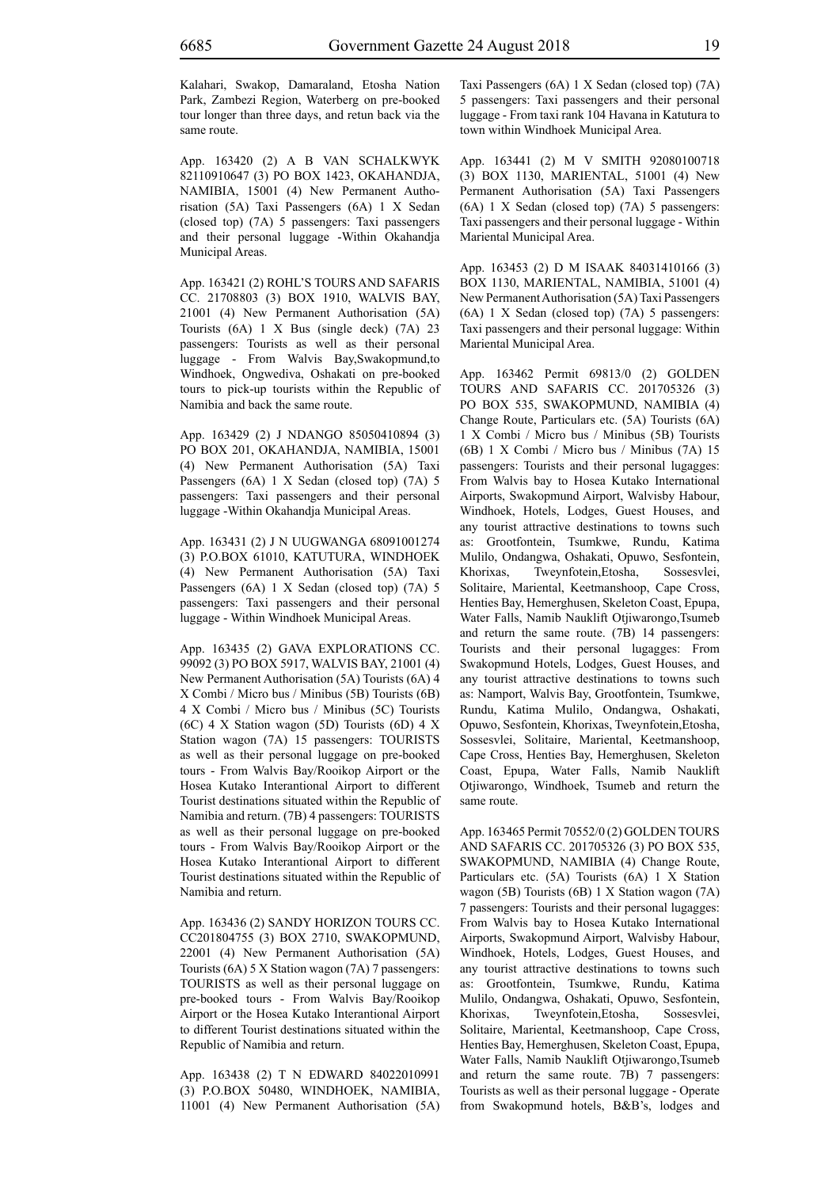Kalahari, Swakop, Damaraland, Etosha Nation Park, Zambezi Region, Waterberg on pre-booked tour longer than three days, and retun back via the same route.

App. 163420 (2) A B VAN SCHALKWYK 82110910647 (3) PO BOX 1423, OKAHANDJA, NAMIBIA, 15001 (4) New Permanent Authorisation (5A) Taxi Passengers (6A) 1 X Sedan (closed top) (7A) 5 passengers: Taxi passengers and their personal luggage -Within Okahandja Municipal Areas.

App. 163421 (2) ROHL'S TOURS AND SAFARIS CC. 21708803 (3) BOX 1910, WALVIS BAY, 21001 (4) New Permanent Authorisation (5A) Tourists (6A) 1 X Bus (single deck) (7A) 23 passengers: Tourists as well as their personal luggage - From Walvis Bay,Swakopmund,to Windhoek, Ongwediva, Oshakati on pre-booked tours to pick-up tourists within the Republic of Namibia and back the same route.

App. 163429 (2) J NDANGO 85050410894 (3) PO BOX 201, OKAHANDJA, NAMIBIA, 15001 (4) New Permanent Authorisation (5A) Taxi Passengers (6A) 1 X Sedan (closed top) (7A) 5 passengers: Taxi passengers and their personal luggage -Within Okahandja Municipal Areas.

App. 163431 (2) J N UUGWANGA 68091001274 (3) P.O.BOX 61010, KATUTURA, WINDHOEK (4) New Permanent Authorisation (5A) Taxi Passengers (6A) 1 X Sedan (closed top) (7A) 5 passengers: Taxi passengers and their personal luggage - Within Windhoek Municipal Areas.

App. 163435 (2) GAVA EXPLORATIONS CC. 99092 (3) PO BOX 5917, WALVIS BAY, 21001 (4) New Permanent Authorisation (5A) Tourists (6A) 4 X Combi / Micro bus / Minibus (5B) Tourists (6B) 4 X Combi / Micro bus / Minibus (5C) Tourists (6C) 4 X Station wagon (5D) Tourists (6D) 4 X Station wagon (7A) 15 passengers: TOURISTS as well as their personal luggage on pre-booked tours - From Walvis Bay/Rooikop Airport or the Hosea Kutako Interantional Airport to different Tourist destinations situated within the Republic of Namibia and return. (7B) 4 passengers: TOURISTS as well as their personal luggage on pre-booked tours - From Walvis Bay/Rooikop Airport or the Hosea Kutako Interantional Airport to different Tourist destinations situated within the Republic of Namibia and return.

App. 163436 (2) SANDY HORIZON TOURS CC. CC201804755 (3) BOX 2710, SWAKOPMUND, 22001 (4) New Permanent Authorisation (5A) Tourists (6A) 5 X Station wagon (7A) 7 passengers: TOURISTS as well as their personal luggage on pre-booked tours - From Walvis Bay/Rooikop Airport or the Hosea Kutako Interantional Airport to different Tourist destinations situated within the Republic of Namibia and return.

App. 163438 (2) T N EDWARD 84022010991 (3) P.O.BOX 50480, WINDHOEK, NAMIBIA, 11001 (4) New Permanent Authorisation (5A) Taxi Passengers (6A) 1 X Sedan (closed top) (7A) 5 passengers: Taxi passengers and their personal luggage - From taxi rank 104 Havana in Katutura to town within Windhoek Municipal Area.

App. 163441 (2) M V SMITH 92080100718 (3) BOX 1130, MARIENTAL, 51001 (4) New Permanent Authorisation (5A) Taxi Passengers (6A) 1 X Sedan (closed top) (7A) 5 passengers: Taxi passengers and their personal luggage - Within Mariental Municipal Area.

App. 163453 (2) D M ISAAK 84031410166 (3) BOX 1130, MARIENTAL, NAMIBIA, 51001 (4) New Permanent Authorisation (5A) Taxi Passengers (6A) 1 X Sedan (closed top) (7A) 5 passengers: Taxi passengers and their personal luggage: Within Mariental Municipal Area.

App. 163462 Permit 69813/0 (2) GOLDEN TOURS AND SAFARIS CC. 201705326 (3) PO BOX 535, SWAKOPMUND, NAMIBIA (4) Change Route, Particulars etc. (5A) Tourists (6A) 1 X Combi / Micro bus / Minibus (5B) Tourists (6B) 1 X Combi / Micro bus / Minibus (7A) 15 passengers: Tourists and their personal lugagges: From Walvis bay to Hosea Kutako International Airports, Swakopmund Airport, Walvisby Habour, Windhoek, Hotels, Lodges, Guest Houses, and any tourist attractive destinations to towns such as: Grootfontein, Tsumkwe, Rundu, Katima Mulilo, Ondangwa, Oshakati, Opuwo, Sesfontein, Khorixas, Tweynfotein,Etosha, Sossesvlei, Solitaire, Mariental, Keetmanshoop, Cape Cross, Henties Bay, Hemerghusen, Skeleton Coast, Epupa, Water Falls, Namib Nauklift Otjiwarongo,Tsumeb and return the same route. (7B) 14 passengers: Tourists and their personal lugagges: From Swakopmund Hotels, Lodges, Guest Houses, and any tourist attractive destinations to towns such as: Namport, Walvis Bay, Grootfontein, Tsumkwe, Rundu, Katima Mulilo, Ondangwa, Oshakati, Opuwo, Sesfontein, Khorixas, Tweynfotein,Etosha, Sossesvlei, Solitaire, Mariental, Keetmanshoop, Cape Cross, Henties Bay, Hemerghusen, Skeleton Coast, Epupa, Water Falls, Namib Nauklift Otjiwarongo, Windhoek, Tsumeb and return the same route.

App. 163465 Permit 70552/0 (2) GOLDEN TOURS AND SAFARIS CC. 201705326 (3) PO BOX 535, SWAKOPMUND, NAMIBIA (4) Change Route, Particulars etc. (5A) Tourists (6A) 1 X Station wagon (5B) Tourists (6B) 1 X Station wagon (7A) 7 passengers: Tourists and their personal lugagges: From Walvis bay to Hosea Kutako International Airports, Swakopmund Airport, Walvisby Habour, Windhoek, Hotels, Lodges, Guest Houses, and any tourist attractive destinations to towns such as: Grootfontein, Tsumkwe, Rundu, Katima Mulilo, Ondangwa, Oshakati, Opuwo, Sesfontein, Khorixas, Tweynfotein,Etosha, Sossesvlei, Solitaire, Mariental, Keetmanshoop, Cape Cross, Henties Bay, Hemerghusen, Skeleton Coast, Epupa, Water Falls, Namib Nauklift Otjiwarongo,Tsumeb and return the same route. 7B) 7 passengers: Tourists as well as their personal luggage - Operate from Swakopmund hotels, B&B's, lodges and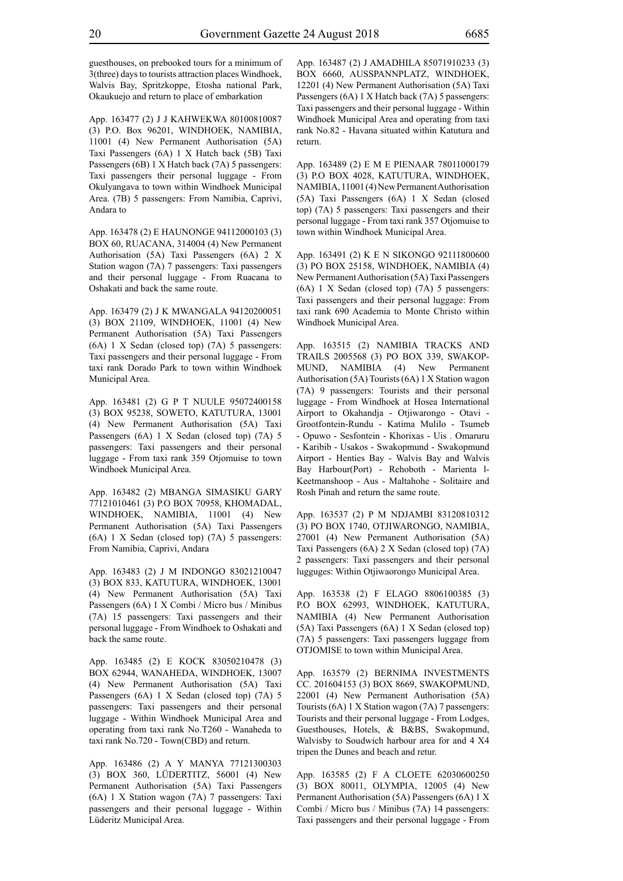guesthouses, on prebooked tours for a minimum of 3(three) days to tourists attraction places Windhoek, Walvis Bay, Spritzkoppe, Etosha national Park, Okaukuejo and return to place of embarkation

App. 163477 (2) J J KAHWEKWA 80100810087 (3) P.O. Box 96201, WINDHOEK, NAMIBIA, 11001 (4) New Permanent Authorisation (5A) Taxi Passengers (6A) 1 X Hatch back (5B) Taxi Passengers (6B) 1 X Hatch back (7A) 5 passengers: Taxi passengers their personal luggage - From Okulyangava to town within Windhoek Municipal Area. (7B) 5 passengers: From Namibia, Caprivi, Andara to

App. 163478 (2) E HAUNONGE 94112000103 (3) BOX 60, RUACANA, 314004 (4) New Permanent Authorisation (5A) Taxi Passengers (6A) 2 X Station wagon (7A) 7 passengers: Taxi passengers and their personal luggage - From Ruacana to Oshakati and back the same route.

App. 163479 (2) J K MWANGALA 94120200051 (3) BOX 21109, WINDHOEK, 11001 (4) New Permanent Authorisation (5A) Taxi Passengers (6A) 1 X Sedan (closed top) (7A) 5 passengers: Taxi passengers and their personal luggage - From taxi rank Dorado Park to town within Windhoek Municipal Area.

App. 163481 (2) G P T NUULE 95072400158 (3) BOX 95238, SOWETO, KATUTURA, 13001 (4) New Permanent Authorisation (5A) Taxi Passengers (6A) 1 X Sedan (closed top) (7A) 5 passengers: Taxi passengers and their personal luggage - From taxi rank 359 Otjomuise to town Windhoek Municipal Area.

App. 163482 (2) MBANGA SIMASIKU GARY 77121010461 (3) P.O BOX 70958, KHOMADAL, WINDHOEK, NAMIBIA, 11001 (4) New Permanent Authorisation (5A) Taxi Passengers (6A) 1 X Sedan (closed top) (7A) 5 passengers: From Namibia, Caprivi, Andara

App. 163483 (2) J M INDONGO 83021210047 (3) BOX 833, KATUTURA, WINDHOEK, 13001 (4) New Permanent Authorisation (5A) Taxi Passengers (6A) 1 X Combi / Micro bus / Minibus (7A) 15 passengers: Taxi passengers and their personal luggage - From Windhoek to Oshakati and back the same route.

App. 163485 (2) E KOCK 83050210478 (3) BOX 62944, WANAHEDA, WINDHOEK, 13007 (4) New Permanent Authorisation (5A) Taxi Passengers (6A) 1 X Sedan (closed top) (7A) 5 passengers: Taxi passengers and their personal luggage - Within Windhoek Municipal Area and operating from taxi rank No.T260 - Wanaheda to taxi rank No.720 - Town(CBD) and return.

App. 163486 (2) A Y MANYA 77121300303 (3) BOX 360, LÜDERTITZ, 56001 (4) New Permanent Authorisation (5A) Taxi Passengers (6A) 1 X Station wagon (7A) 7 passengers: Taxi passengers and their personal luggage - Within Lüderitz Municipal Area.

App. 163487 (2) J AMADHILA 85071910233 (3) BOX 6660, AUSSPANNPLATZ, WINDHOEK, 12201 (4) New Permanent Authorisation (5A) Taxi Passengers (6A) 1 X Hatch back (7A) 5 passengers: Taxi passengers and their personal luggage - Within Windhoek Municipal Area and operating from taxi rank No.82 - Havana situated within Katutura and return.

App. 163489 (2) E M E PIENAAR 78011000179 (3) P.O BOX 4028, KATUTURA, WINDHOEK, NAMIBIA, 11001 (4) New Permanent Authorisation (5A) Taxi Passengers (6A) 1 X Sedan (closed top) (7A) 5 passengers: Taxi passengers and their personal luggage - From taxi rank 357 Otjomuise to town within Windhoek Municipal Area.

App. 163491 (2) K E N SIKONGO 92111800600 (3) PO BOX 25158, WINDHOEK, NAMIBIA (4) New Permanent Authorisation (5A) Taxi Passengers (6A) 1 X Sedan (closed top) (7A) 5 passengers: Taxi passengers and their personal luggage: From taxi rank 690 Academia to Monte Christo within Windhoek Municipal Area.

App. 163515 (2) NAMIBIA TRACKS AND TRAILS 2005568 (3) PO BOX 339, SWAKOPMUND, NAMIBIA (4) New Permanent Authorisation (5A) Tourists (6A) 1 X Station wagon (7A) 9 passengers: Tourists and their personal luggage - From Windhoek at Hosea International Airport to Okahandja - Otjiwarongo - Otavi - Grootfontein-Rundu - Katima Mulilo - Tsumeb - Opuwo - Sesfontein - Khorixas - Uis . Omaruru - Karibib - Usakos - Swakopmund - Swakopmund Airport - Henties Bay - Walvis Bay and Walvis Bay Harbour(Port) - Rehoboth - Marienta l- Keetmanshoop - Aus - Maltahohe - Solitaire and Rosh Pinah and return the same route.

App. 163537 (2) P M NDJAMBI 83120810312 (3) PO BOX 1740, OTJIWARONGO, NAMIBIA, 27001 (4) New Permanent Authorisation (5A) Taxi Passengers (6A) 2 X Sedan (closed top) (7A) 2 passengers: Taxi passengers and their personal lugguges: Within Otjiwaorongo Municipal Area.

App. 163538 (2) F ELAGO 8806100385 (3) P.O BOX 62993, WINDHOEK, KATUTURA, NAMIBIA (4) New Permanent Authorisation (5A) Taxi Passengers (6A) 1 X Sedan (closed top) (7A) 5 passengers: Taxi passengers luggage from OTJOMISE to town within Municipal Area.

App. 163579 (2) BERNIMA INVESTMENTS CC. 201604153 (3) BOX 8669, SWAKOPMUND, 22001 (4) New Permanent Authorisation (5A) Tourists (6A) 1 X Station wagon (7A) 7 passengers: Tourists and their personal luggage - From Lodges, Guesthouses, Hotels, & B&BS, Swakopmund, Walvisby to Soudwich harbour area for and 4 X4 tripen the Dunes and beach and retur.

App. 163585 (2) F A CLOETE 62030600250 (3) BOX 80011, OLYMPIA, 12005 (4) New Permanent Authorisation (5A) Passengers (6A) 1 X Combi / Micro bus / Minibus (7A) 14 passengers: Taxi passengers and their personal luggage - From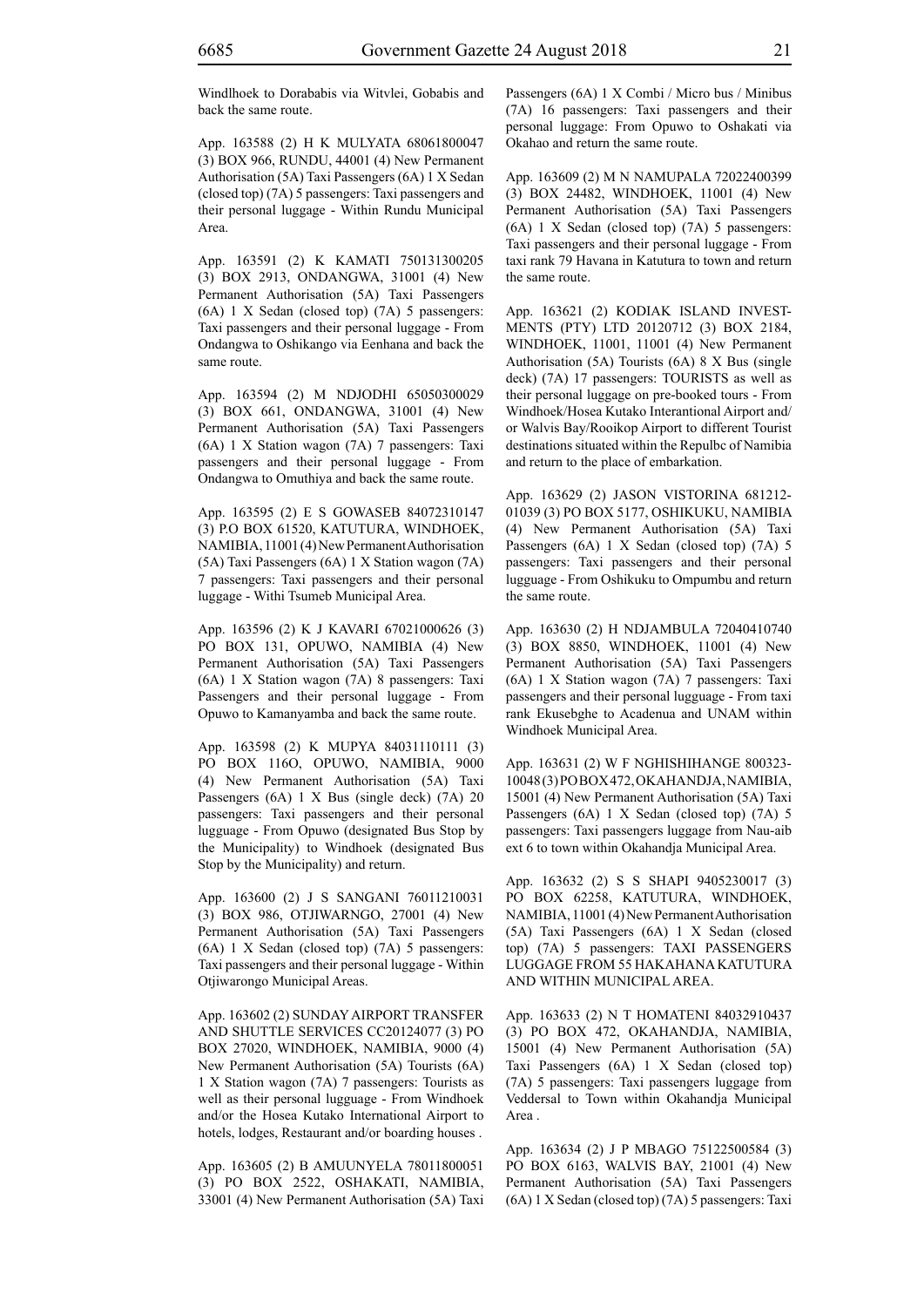Windlhoek to Dorababis via Witvlei, Gobabis and back the same route.

App. 163588 (2) H K MULYATA 68061800047 (3) BOX 966, RUNDU, 44001 (4) New Permanent Authorisation (5A) Taxi Passengers (6A) 1 X Sedan (closed top) (7A) 5 passengers: Taxi passengers and their personal luggage - Within Rundu Municipal Area.

App. 163591 (2) K KAMATI 750131300205 (3) BOX 2913, ONDANGWA, 31001 (4) New Permanent Authorisation (5A) Taxi Passengers (6A) 1 X Sedan (closed top) (7A) 5 passengers: Taxi passengers and their personal luggage - From Ondangwa to Oshikango via Eenhana and back the same route.

App. 163594 (2) M NDJODHI 65050300029 (3) BOX 661, ONDANGWA, 31001 (4) New Permanent Authorisation (5A) Taxi Passengers (6A) 1 X Station wagon (7A) 7 passengers: Taxi passengers and their personal luggage - From Ondangwa to Omuthiya and back the same route.

App. 163595 (2) E S GOWASEB 84072310147 (3) P.O BOX 61520, KATUTURA, WINDHOEK, NAMIBIA, 11001 (4) New Permanent Authorisation (5A) Taxi Passengers (6A) 1 X Station wagon (7A) 7 passengers: Taxi passengers and their personal luggage - Withi Tsumeb Municipal Area.

App. 163596 (2) K J KAVARI 67021000626 (3) PO BOX 131, OPUWO, NAMIBIA (4) New Permanent Authorisation (5A) Taxi Passengers (6A) 1 X Station wagon (7A) 8 passengers: Taxi Passengers and their personal luggage - From Opuwo to Kamanyamba and back the same route.

App. 163598 (2) K MUPYA 84031110111 (3) PO BOX 116O, OPUWO, NAMIBIA, 9000 (4) New Permanent Authorisation (5A) Taxi Passengers (6A) 1 X Bus (single deck) (7A) 20 passengers: Taxi passengers and their personal lugguage - From Opuwo (designated Bus Stop by the Municipality) to Windhoek (designated Bus Stop by the Municipality) and return.

App. 163600 (2) J S SANGANI 76011210031 (3) BOX 986, OTJIWARNGO, 27001 (4) New Permanent Authorisation (5A) Taxi Passengers (6A) 1 X Sedan (closed top) (7A) 5 passengers: Taxi passengers and their personal luggage - Within Otjiwarongo Municipal Areas.

App. 163602 (2) SUNDAY AIRPORT TRANSFER AND SHUTTLE SERVICES CC20124077 (3) PO BOX 27020, WINDHOEK, NAMIBIA, 9000 (4) New Permanent Authorisation (5A) Tourists (6A) 1 X Station wagon (7A) 7 passengers: Tourists as well as their personal lugguage - From Windhoek and/or the Hosea Kutako International Airport to hotels, lodges, Restaurant and/or boarding houses .

App. 163605 (2) B AMUUNYELA 78011800051 (3) PO BOX 2522, OSHAKATI, NAMIBIA, 33001 (4) New Permanent Authorisation (5A) Taxi Passengers (6A) 1 X Combi / Micro bus / Minibus (7A) 16 passengers: Taxi passengers and their personal luggage: From Opuwo to Oshakati via Okahao and return the same route.

App. 163609 (2) M N NAMUPALA 72022400399 (3) BOX 24482, WINDHOEK, 11001 (4) New Permanent Authorisation (5A) Taxi Passengers (6A) 1 X Sedan (closed top) (7A) 5 passengers: Taxi passengers and their personal luggage - From taxi rank 79 Havana in Katutura to town and return the same route.

App. 163621 (2) KODIAK ISLAND INVEST-MENTS (PTY) LTD 20120712 (3) BOX 2184, WINDHOEK, 11001, 11001 (4) New Permanent Authorisation (5A) Tourists (6A) 8 X Bus (single deck) (7A) 17 passengers: TOURISTS as well as their personal luggage on pre-booked tours - From Windhoek/Hosea Kutako Interantional Airport and/or Walvis Bay/Rooikop Airport to different Tourist destinations situated within the Repulbc of Namibia and return to the place of embarkation.

App. 163629 (2) JASON VISTORINA 681212-01039 (3) PO BOX 5177, OSHIKUKU, NAMIBIA (4) New Permanent Authorisation (5A) Taxi Passengers (6A) 1 X Sedan (closed top) (7A) 5 passengers: Taxi passengers and their personal lugguage - From Oshikuku to Ompumbu and return the same route.

App. 163630 (2) H NDJAMBULA 72040410740 (3) BOX 8850, WINDHOEK, 11001 (4) New Permanent Authorisation (5A) Taxi Passengers (6A) 1 X Station wagon (7A) 7 passengers: Taxi passengers and their personal lugguage - From taxi rank Ekusebghe to Acadenua and UNAM within Windhoek Municipal Area.

App. 163631 (2) W F NGHISHIHANGE 800323-10048 (3) PO BOX 472, OKAHANDJA, NAMIBIA, 15001 (4) New Permanent Authorisation (5A) Taxi Passengers (6A) 1 X Sedan (closed top) (7A) 5 passengers: Taxi passengers luggage from Nau-aib ext 6 to town within Okahandja Municipal Area.

App. 163632 (2) S S SHAPI 9405230017 (3) PO BOX 62258, KATUTURA, WINDHOEK, NAMIBIA, 11001 (4) New Permanent Authorisation (5A) Taxi Passengers (6A) 1 X Sedan (closed top) (7A) 5 passengers: TAXI PASSENGERS LUGGAGE FROM 55 HAKAHANA KATUTURA AND WITHIN MUNICIPAL AREA.

App. 163633 (2) N T HOMATENI 84032910437 (3) PO BOX 472, OKAHANDJA, NAMIBIA, 15001 (4) New Permanent Authorisation (5A) Taxi Passengers (6A) 1 X Sedan (closed top) (7A) 5 passengers: Taxi passengers luggage from Veddersal to Town within Okahandja Municipal Area .

App. 163634 (2) J P MBAGO 75122500584 (3) PO BOX 6163, WALVIS BAY, 21001 (4) New Permanent Authorisation (5A) Taxi Passengers (6A) 1 X Sedan (closed top) (7A) 5 passengers: Taxi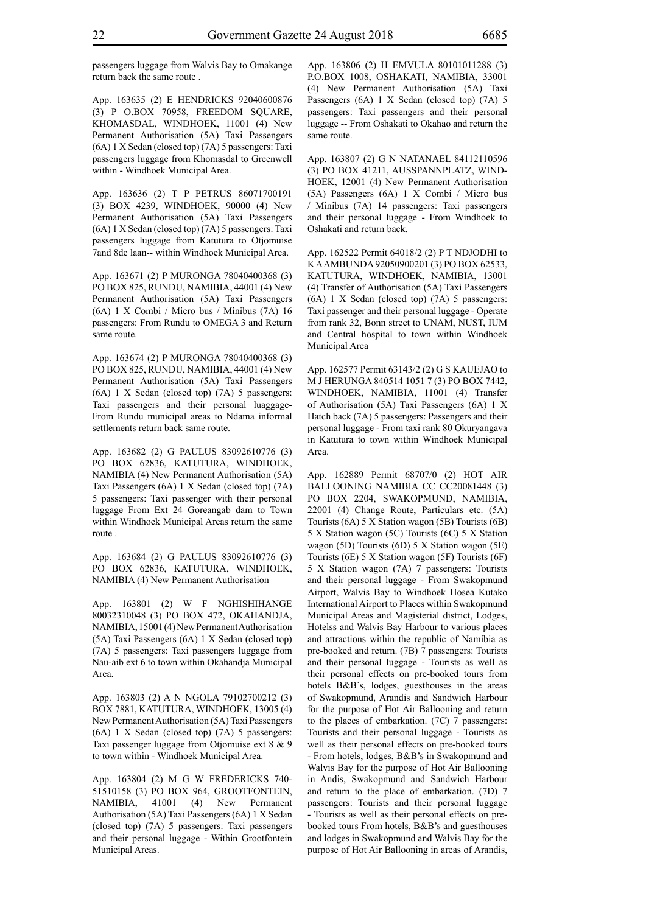passengers luggage from Walvis Bay to Omakange return back the same route .

App. 163635 (2) E HENDRICKS 92040600876 (3) P O.BOX 70958, FREEDOM SQUARE, KHOMASDAL, WINDHOEK, 11001 (4) New Permanent Authorisation (5A) Taxi Passengers (6A) 1 X Sedan (closed top) (7A) 5 passengers: Taxi passengers luggage from Khomasdal to Greenwell within - Windhoek Municipal Area.

App. 163636 (2) T P PETRUS 86071700191 (3) BOX 4239, WINDHOEK, 90000 (4) New Permanent Authorisation (5A) Taxi Passengers (6A) 1 X Sedan (closed top) (7A) 5 passengers: Taxi passengers luggage from Katutura to Otjomuise 7and 8de laan-- within Windhoek Municipal Area.

App. 163671 (2) P MURONGA 78040400368 (3) PO BOX 825, RUNDU, NAMIBIA, 44001 (4) New Permanent Authorisation (5A) Taxi Passengers (6A) 1 X Combi / Micro bus / Minibus (7A) 16 passengers: From Rundu to OMEGA 3 and Return same route.

App. 163674 (2) P MURONGA 78040400368 (3) PO BOX 825, RUNDU, NAMIBIA, 44001 (4) New Permanent Authorisation (5A) Taxi Passengers (6A) 1 X Sedan (closed top) (7A) 5 passengers: Taxi passengers and their personal luaggage- From Rundu municipal areas to Ndama informal settlements return back same route.

App. 163682 (2) G PAULUS 83092610776 (3) PO BOX 62836, KATUTURA, WINDHOEK, NAMIBIA (4) New Permanent Authorisation (5A) Taxi Passengers (6A) 1 X Sedan (closed top) (7A) 5 passengers: Taxi passenger with their personal luggage From Ext 24 Goreangab dam to Town within Windhoek Municipal Areas return the same route .

App. 163684 (2) G PAULUS 83092610776 (3) PO BOX 62836, KATUTURA, WINDHOEK, NAMIBIA (4) New Permanent Authorisation

App. 163801 (2) W F NGHISHIHANGE 80032310048 (3) PO BOX 472, OKAHANDJA, NAMIBIA, 15001 (4) New Permanent Authorisation (5A) Taxi Passengers (6A) 1 X Sedan (closed top) (7A) 5 passengers: Taxi passengers luggage from Nau-aib ext 6 to town within Okahandja Municipal Area.

App. 163803 (2) A N NGOLA 79102700212 (3) BOX 7881, KATUTURA, WINDHOEK, 13005 (4) New Permanent Authorisation (5A) Taxi Passengers (6A) 1 X Sedan (closed top) (7A) 5 passengers: Taxi passenger luggage from Otjomuise ext 8 & 9 to town within - Windhoek Municipal Area.

App. 163804 (2) M G W FREDERICKS 740-51510158 (3) PO BOX 964, GROOTFONTEIN, NAMIBIA, 41001 (4) New Permanent Authorisation (5A) Taxi Passengers (6A) 1 X Sedan (closed top) (7A) 5 passengers: Taxi passengers and their personal luggage - Within Grootfontein Municipal Areas.

App. 163806 (2) H EMVULA 80101011288 (3) P.O.BOX 1008, OSHAKATI, NAMIBIA, 33001 (4) New Permanent Authorisation (5A) Taxi Passengers (6A) 1 X Sedan (closed top) (7A) 5 passengers: Taxi passengers and their personal luggage -- From Oshakati to Okahao and return the same route.

App. 163807 (2) G N NATANAEL 84112110596 (3) PO BOX 41211, AUSSPANNPLATZ, WINDHOEK, 12001 (4) New Permanent Authorisation (5A) Passengers (6A) 1 X Combi / Micro bus / Minibus (7A) 14 passengers: Taxi passengers and their personal luggage - From Windhoek to Oshakati and return back.

App. 162522 Permit 64018/2 (2) P T NDJODHI to K A AMBUNDA 92050900201 (3) PO BOX 62533, KATUTURA, WINDHOEK, NAMIBIA, 13001 (4) Transfer of Authorisation (5A) Taxi Passengers (6A) 1 X Sedan (closed top) (7A) 5 passengers: Taxi passenger and their personal luggage - Operate from rank 32, Bonn street to UNAM, NUST, IUM and Central hospital to town within Windhoek Municipal Area

App. 162577 Permit 63143/2 (2) G S KAUEJAO to M J HERUNGA 840514 1051 7 (3) PO BOX 7442, WINDHOEK, NAMIBIA, 11001 (4) Transfer of Authorisation (5A) Taxi Passengers (6A) 1 X Hatch back (7A) 5 passengers: Passengers and their personal luggage - From taxi rank 80 Okuryangava in Katutura to town within Windhoek Municipal Area.

App. 162889 Permit 68707/0 (2) HOT AIR BALLOONING NAMIBIA CC CC20081448 (3) PO BOX 2204, SWAKOPMUND, NAMIBIA, 22001 (4) Change Route, Particulars etc. (5A) Tourists (6A) 5 X Station wagon (5B) Tourists (6B) 5 X Station wagon (5C) Tourists (6C) 5 X Station wagon (5D) Tourists (6D) 5 X Station wagon (5E) Tourists (6E) 5 X Station wagon (5F) Tourists (6F) 5 X Station wagon (7A) 7 passengers: Tourists and their personal luggage - From Swakopmund Airport, Walvis Bay to Windhoek Hosea Kutako International Airport to Places within Swakopmund Municipal Areas and Magisterial district, Lodges, Hotelss and Walvis Bay Harbour to various places and attractions within the republic of Namibia as pre-booked and return. (7B) 7 passengers: Tourists and their personal luggage - Tourists as well as their personal effects on pre-booked tours from hotels B&B's, lodges, guesthouses in the areas of Swakopmund, Arandis and Sandwich Harbour for the purpose of Hot Air Ballooning and return to the places of embarkation. (7C) 7 passengers: Tourists and their personal luggage - Tourists as well as their personal effects on pre-booked tours - From hotels, lodges, B&B's in Swakopmund and Walvis Bay for the purpose of Hot Air Ballooning in Andis, Swakopmund and Sandwich Harbour and return to the place of embarkation. (7D) 7 passengers: Tourists and their personal luggage - Tourists as well as their personal effects on pre-booked tours From hotels, B&B's and guesthouses and lodges in Swakopmund and Walvis Bay for the purpose of Hot Air Ballooning in areas of Arandis,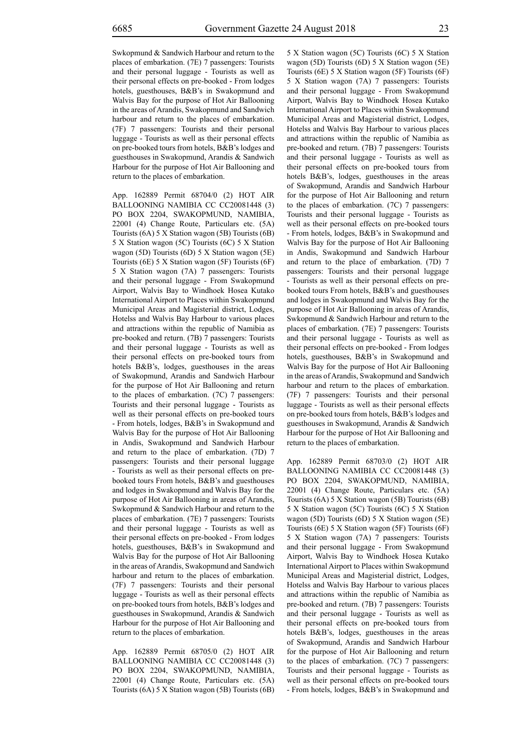Swkopmund & Sandwich Harbour and return to the places of embarkation. (7E) 7 passengers: Tourists and their personal luggage - Tourists as well as their personal effects on pre-booked - From lodges hotels, guesthouses, B&B's in Swakopmund and Walvis Bay for the purpose of Hot Air Ballooning in the areas of Arandis, Swakopmund and Sandwich harbour and return to the places of embarkation. (7F) 7 passengers: Tourists and their personal luggage - Tourists as well as their personal effects on pre-booked tours from hotels, B&B's lodges and guesthouses in Swakopmund, Arandis & Sandwich Harbour for the purpose of Hot Air Ballooning and return to the places of embarkation.

App. 162889 Permit 68704/0 (2) HOT AIR BALLOONING NAMIBIA CC CC20081448 (3) PO BOX 2204, SWAKOPMUND, NAMIBIA, 22001 (4) Change Route, Particulars etc. (5A) Tourists (6A) 5 X Station wagon (5B) Tourists (6B) 5 X Station wagon (5C) Tourists (6C) 5 X Station wagon (5D) Tourists (6D) 5 X Station wagon (5E) Tourists (6E) 5 X Station wagon (5F) Tourists (6F) 5 X Station wagon (7A) 7 passengers: Tourists and their personal luggage - From Swakopmund Airport, Walvis Bay to Windhoek Hosea Kutako International Airport to Places within Swakopmund Municipal Areas and Magisterial district, Lodges, Hotelss and Walvis Bay Harbour to various places and attractions within the republic of Namibia as pre-booked and return. (7B) 7 passengers: Tourists and their personal luggage - Tourists as well as their personal effects on pre-booked tours from hotels B&B's, lodges, guesthouses in the areas of Swakopmund, Arandis and Sandwich Harbour for the purpose of Hot Air Ballooning and return to the places of embarkation. (7C) 7 passengers: Tourists and their personal luggage - Tourists as well as their personal effects on pre-booked tours - From hotels, lodges, B&B's in Swakopmund and Walvis Bay for the purpose of Hot Air Ballooning in Andis, Swakopmund and Sandwich Harbour and return to the place of embarkation. (7D) 7 passengers: Tourists and their personal luggage - Tourists as well as their personal effects on pre-booked tours From hotels, B&B's and guesthouses and lodges in Swakopmund and Walvis Bay for the purpose of Hot Air Ballooning in areas of Arandis, Swkopmund & Sandwich Harbour and return to the places of embarkation. (7E) 7 passengers: Tourists and their personal luggage - Tourists as well as their personal effects on pre-booked - From lodges hotels, guesthouses, B&B's in Swakopmund and Walvis Bay for the purpose of Hot Air Ballooning in the areas of Arandis, Swakopmund and Sandwich harbour and return to the places of embarkation. (7F) 7 passengers: Tourists and their personal luggage - Tourists as well as their personal effects on pre-booked tours from hotels, B&B's lodges and guesthouses in Swakopmund, Arandis & Sandwich Harbour for the purpose of Hot Air Ballooning and return to the places of embarkation.

App. 162889 Permit 68705/0 (2) HOT AIR BALLOONING NAMIBIA CC CC20081448 (3) PO BOX 2204, SWAKOPMUND, NAMIBIA, 22001 (4) Change Route, Particulars etc. (5A) Tourists (6A) 5 X Station wagon (5B) Tourists (6B) 5 X Station wagon (5C) Tourists (6C) 5 X Station wagon (5D) Tourists (6D) 5 X Station wagon (5E) Tourists (6E) 5 X Station wagon (5F) Tourists (6F) 5 X Station wagon (7A) 7 passengers: Tourists and their personal luggage - From Swakopmund Airport, Walvis Bay to Windhoek Hosea Kutako International Airport to Places within Swakopmund Municipal Areas and Magisterial district, Lodges, Hotelss and Walvis Bay Harbour to various places and attractions within the republic of Namibia as pre-booked and return. (7B) 7 passengers: Tourists and their personal luggage - Tourists as well as their personal effects on pre-booked tours from hotels B&B's, lodges, guesthouses in the areas of Swakopmund, Arandis and Sandwich Harbour for the purpose of Hot Air Ballooning and return to the places of embarkation. (7C) 7 passengers: Tourists and their personal luggage - Tourists as well as their personal effects on pre-booked tours - From hotels, lodges, B&B's in Swakopmund and Walvis Bay for the purpose of Hot Air Ballooning in Andis, Swakopmund and Sandwich Harbour and return to the place of embarkation. (7D) 7 passengers: Tourists and their personal luggage - Tourists as well as their personal effects on pre-booked tours From hotels, B&B's and guesthouses and lodges in Swakopmund and Walvis Bay for the purpose of Hot Air Ballooning in areas of Arandis, Swkopmund & Sandwich Harbour and return to the places of embarkation. (7E) 7 passengers: Tourists and their personal luggage - Tourists as well as their personal effects on pre-booked - From lodges hotels, guesthouses, B&B's in Swakopmund and Walvis Bay for the purpose of Hot Air Ballooning in the areas of Arandis, Swakopmund and Sandwich harbour and return to the places of embarkation. (7F) 7 passengers: Tourists and their personal luggage - Tourists as well as their personal effects on pre-booked tours from hotels, B&B's lodges and guesthouses in Swakopmund, Arandis & Sandwich Harbour for the purpose of Hot Air Ballooning and return to the places of embarkation.

App. 162889 Permit 68703/0 (2) HOT AIR BALLOONING NAMIBIA CC CC20081448 (3) PO BOX 2204, SWAKOPMUND, NAMIBIA, 22001 (4) Change Route, Particulars etc. (5A) Tourists (6A) 5 X Station wagon (5B) Tourists (6B) 5 X Station wagon (5C) Tourists (6C) 5 X Station wagon (5D) Tourists (6D) 5 X Station wagon (5E) Tourists (6E) 5 X Station wagon (5F) Tourists (6F) 5 X Station wagon (7A) 7 passengers: Tourists and their personal luggage - From Swakopmund Airport, Walvis Bay to Windhoek Hosea Kutako International Airport to Places within Swakopmund Municipal Areas and Magisterial district, Lodges, Hotelss and Walvis Bay Harbour to various places and attractions within the republic of Namibia as pre-booked and return. (7B) 7 passengers: Tourists and their personal luggage - Tourists as well as their personal effects on pre-booked tours from hotels B&B's, lodges, guesthouses in the areas of Swakopmund, Arandis and Sandwich Harbour for the purpose of Hot Air Ballooning and return to the places of embarkation. (7C) 7 passengers: Tourists and their personal luggage - Tourists as well as their personal effects on pre-booked tours - From hotels, lodges, B&B's in Swakopmund and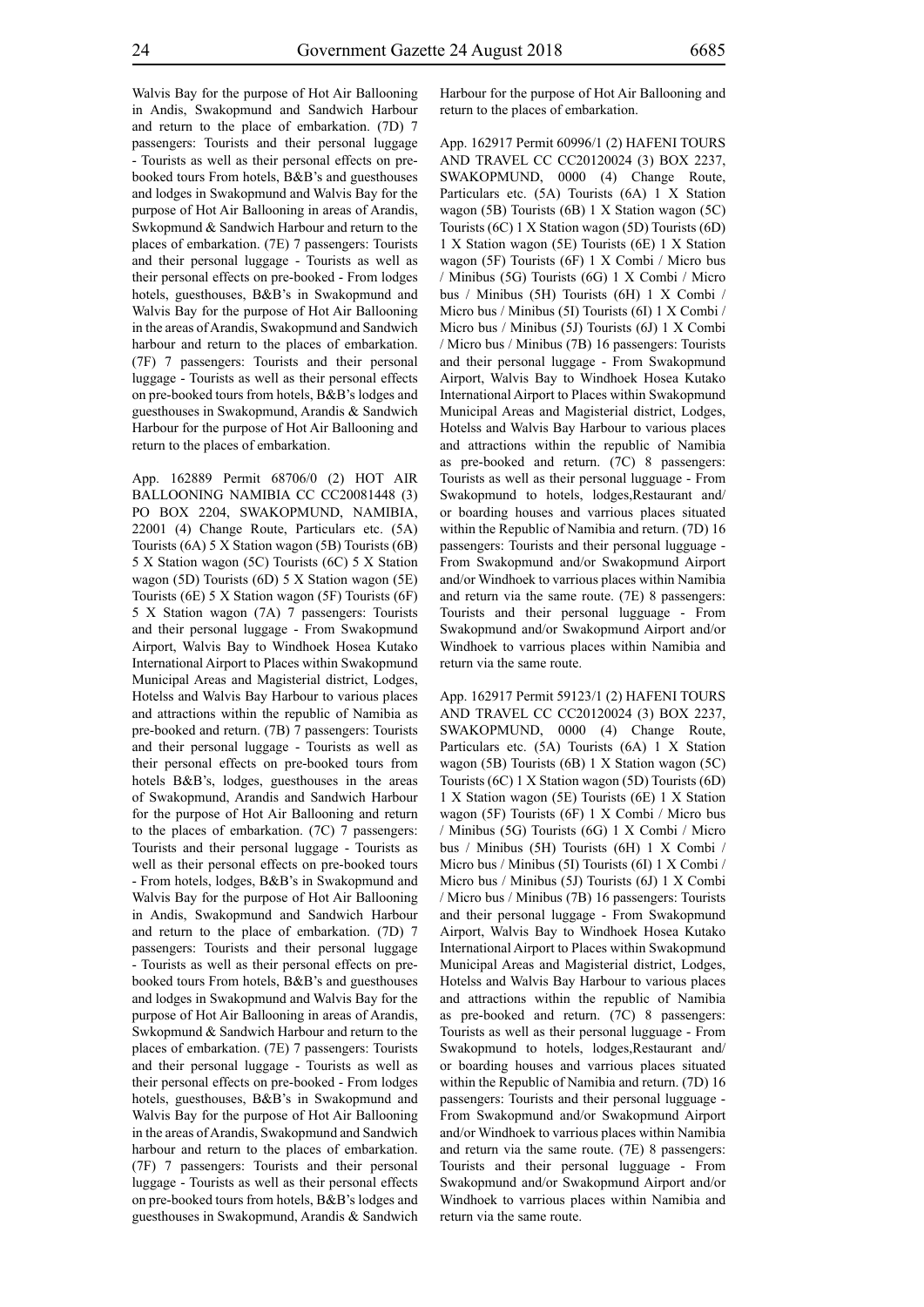Walvis Bay for the purpose of Hot Air Ballooning in Andis, Swakopmund and Sandwich Harbour and return to the place of embarkation. (7D) 7 passengers: Tourists and their personal luggage - Tourists as well as their personal effects on pre-booked tours From hotels, B&B's and guesthouses and lodges in Swakopmund and Walvis Bay for the purpose of Hot Air Ballooning in areas of Arandis, Swkopmund & Sandwich Harbour and return to the places of embarkation. (7E) 7 passengers: Tourists and their personal luggage - Tourists as well as their personal effects on pre-booked - From lodges hotels, guesthouses, B&B's in Swakopmund and Walvis Bay for the purpose of Hot Air Ballooning in the areas of Arandis, Swakopmund and Sandwich harbour and return to the places of embarkation. (7F) 7 passengers: Tourists and their personal luggage - Tourists as well as their personal effects on pre-booked tours from hotels, B&B's lodges and guesthouses in Swakopmund, Arandis & Sandwich Harbour for the purpose of Hot Air Ballooning and return to the places of embarkation.

App. 162889 Permit 68706/0 (2) HOT AIR BALLOONING NAMIBIA CC CC20081448 (3) PO BOX 2204, SWAKOPMUND, NAMIBIA, 22001 (4) Change Route, Particulars etc. (5A) Tourists (6A) 5 X Station wagon (5B) Tourists (6B) 5 X Station wagon (5C) Tourists (6C) 5 X Station wagon (5D) Tourists (6D) 5 X Station wagon (5E) Tourists (6E) 5 X Station wagon (5F) Tourists (6F) 5 X Station wagon (7A) 7 passengers: Tourists and their personal luggage - From Swakopmund Airport, Walvis Bay to Windhoek Hosea Kutako International Airport to Places within Swakopmund Municipal Areas and Magisterial district, Lodges, Hotelss and Walvis Bay Harbour to various places and attractions within the republic of Namibia as pre-booked and return. (7B) 7 passengers: Tourists and their personal luggage - Tourists as well as their personal effects on pre-booked tours from hotels B&B's, lodges, guesthouses in the areas of Swakopmund, Arandis and Sandwich Harbour for the purpose of Hot Air Ballooning and return to the places of embarkation. (7C) 7 passengers: Tourists and their personal luggage - Tourists as well as their personal effects on pre-booked tours - From hotels, lodges, B&B's in Swakopmund and Walvis Bay for the purpose of Hot Air Ballooning in Andis, Swakopmund and Sandwich Harbour and return to the place of embarkation. (7D) 7 passengers: Tourists and their personal luggage - Tourists as well as their personal effects on pre-booked tours From hotels, B&B's and guesthouses and lodges in Swakopmund and Walvis Bay for the purpose of Hot Air Ballooning in areas of Arandis, Swkopmund & Sandwich Harbour and return to the places of embarkation. (7E) 7 passengers: Tourists and their personal luggage - Tourists as well as their personal effects on pre-booked - From lodges hotels, guesthouses, B&B's in Swakopmund and Walvis Bay for the purpose of Hot Air Ballooning in the areas of Arandis, Swakopmund and Sandwich harbour and return to the places of embarkation. (7F) 7 passengers: Tourists and their personal luggage - Tourists as well as their personal effects on pre-booked tours from hotels, B&B's lodges and guesthouses in Swakopmund, Arandis & Sandwich Harbour for the purpose of Hot Air Ballooning and return to the places of embarkation.

App. 162917 Permit 60996/1 (2) HAFENI TOURS AND TRAVEL CC CC20120024 (3) BOX 2237, SWAKOPMUND, 0000 (4) Change Route, Particulars etc. (5A) Tourists (6A) 1 X Station wagon (5B) Tourists (6B) 1 X Station wagon (5C) Tourists (6C) 1 X Station wagon (5D) Tourists (6D) 1 X Station wagon (5E) Tourists (6E) 1 X Station wagon (5F) Tourists (6F) 1 X Combi / Micro bus / Minibus (5G) Tourists (6G) 1 X Combi / Micro bus / Minibus (5H) Tourists (6H) 1 X Combi / Micro bus / Minibus (5I) Tourists (6I) 1 X Combi / Micro bus / Minibus (5J) Tourists (6J) 1 X Combi / Micro bus / Minibus (7B) 16 passengers: Tourists and their personal luggage - From Swakopmund Airport, Walvis Bay to Windhoek Hosea Kutako International Airport to Places within Swakopmund Municipal Areas and Magisterial district, Lodges, Hotelss and Walvis Bay Harbour to various places and attractions within the republic of Namibia as pre-booked and return. (7C) 8 passengers: Tourists as well as their personal lugguage - From Swakopmund to hotels, lodges,Restaurant and/or boarding houses and varrious places situated within the Republic of Namibia and return. (7D) 16 passengers: Tourists and their personal lugguage - From Swakopmund and/or Swakopmund Airport and/or Windhoek to varrious places within Namibia and return via the same route. (7E) 8 passengers: Tourists and their personal lugguage - From Swakopmund and/or Swakopmund Airport and/or Windhoek to varrious places within Namibia and return via the same route.

App. 162917 Permit 59123/1 (2) HAFENI TOURS AND TRAVEL CC CC20120024 (3) BOX 2237, SWAKOPMUND, 0000 (4) Change Route, Particulars etc. (5A) Tourists (6A) 1 X Station wagon (5B) Tourists (6B) 1 X Station wagon (5C) Tourists (6C) 1 X Station wagon (5D) Tourists (6D) 1 X Station wagon (5E) Tourists (6E) 1 X Station wagon (5F) Tourists (6F) 1 X Combi / Micro bus / Minibus (5G) Tourists (6G) 1 X Combi / Micro bus / Minibus (5H) Tourists (6H) 1 X Combi / Micro bus / Minibus (5I) Tourists (6I) 1 X Combi / Micro bus / Minibus (5J) Tourists (6J) 1 X Combi / Micro bus / Minibus (7B) 16 passengers: Tourists and their personal luggage - From Swakopmund Airport, Walvis Bay to Windhoek Hosea Kutako International Airport to Places within Swakopmund Municipal Areas and Magisterial district, Lodges, Hotelss and Walvis Bay Harbour to various places and attractions within the republic of Namibia as pre-booked and return. (7C) 8 passengers: Tourists as well as their personal lugguage - From Swakopmund to hotels, lodges,Restaurant and/or boarding houses and varrious places situated within the Republic of Namibia and return. (7D) 16 passengers: Tourists and their personal lugguage - From Swakopmund and/or Swakopmund Airport and/or Windhoek to varrious places within Namibia and return via the same route. (7E) 8 passengers: Tourists and their personal lugguage - From Swakopmund and/or Swakopmund Airport and/or Windhoek to varrious places within Namibia and return via the same route.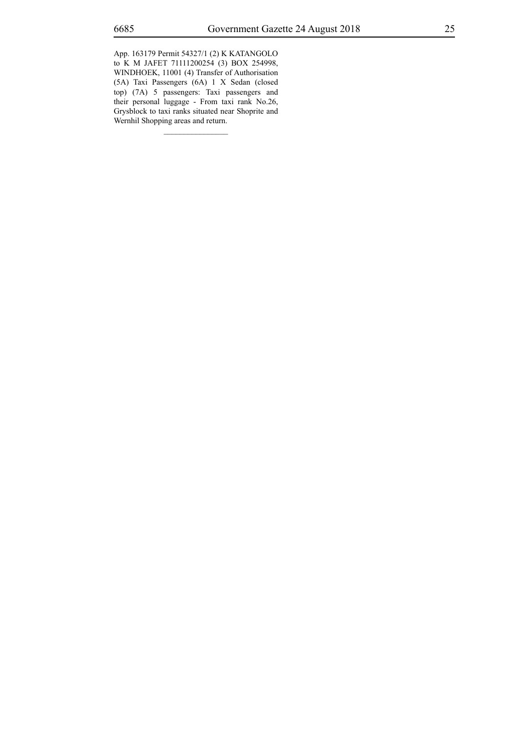App. 163179 Permit 54327/1 (2) K KATANGOLO to K M JAFET 71111200254 (3) BOX 254998, WINDHOEK, 11001 (4) Transfer of Authorisation (5A) Taxi Passengers (6A) 1 X Sedan (closed top) (7A) 5 passengers: Taxi passengers and their personal luggage - From taxi rank No.26, Grysblock to taxi ranks situated near Shoprite and Wernhil Shopping areas and return.

---